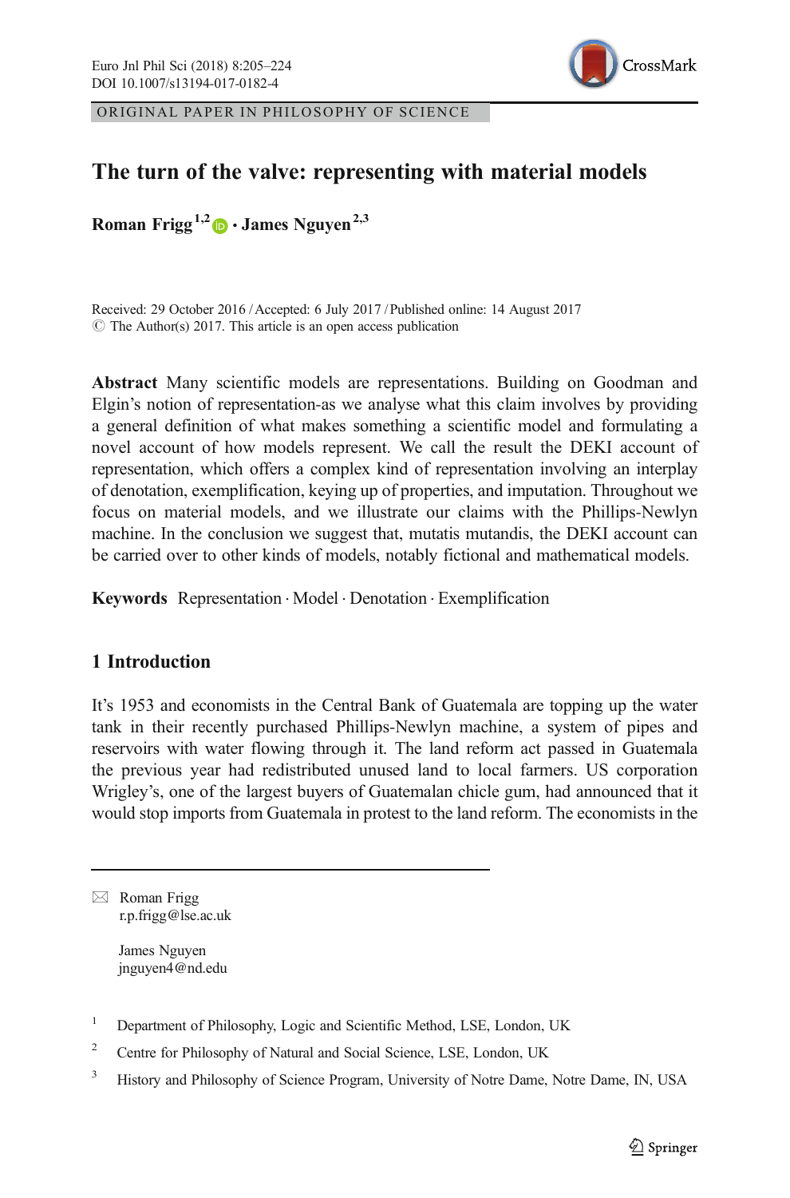ORIGINAL PAPER IN PHILOSOPHY OF SCIENCE

# The turn of the valve: representing with material models

**Roman Frigg**[1,2] **· James Nguyen**[2,3]

Received: 29 October 2016 / Accepted: 6 July 2017 / Published online: 14 August 2017
© The Author(s) 2017. This article is an open access publication

**Abstract** Many scientific models are representations. Building on Goodman and Elgin's notion of representation-as we analyse what this claim involves by providing a general definition of what makes something a scientific model and formulating a novel account of how models represent. We call the result the DEKI account of representation, which offers a complex kind of representation involving an interplay of denotation, exemplification, keying up of properties, and imputation. Throughout we focus on material models, and we illustrate our claims with the Phillips-Newlyn machine. In the conclusion we suggest that, mutatis mutandis, the DEKI account can be carried over to other kinds of models, notably fictional and mathematical models.

**Keywords** Representation · Model · Denotation · Exemplification

## 1 Introduction

It's 1953 and economists in the Central Bank of Guatemala are topping up the water tank in their recently purchased Phillips-Newlyn machine, a system of pipes and reservoirs with water flowing through it. The land reform act passed in Guatemala the previous year had redistributed unused land to local farmers. US corporation Wrigley's, one of the largest buyers of Guatemalan chicle gum, had announced that it would stop imports from Guatemala in protest to the land reform. The economists in the

---

✉ Roman Frigg
r.p.frigg@lse.ac.uk

James Nguyen
jnguyen4@nd.edu

[1] Department of Philosophy, Logic and Scientific Method, LSE, London, UK

[2] Centre for Philosophy of Natural and Social Science, LSE, London, UK

[3] History and Philosophy of Science Program, University of Notre Dame, Notre Dame, IN, USA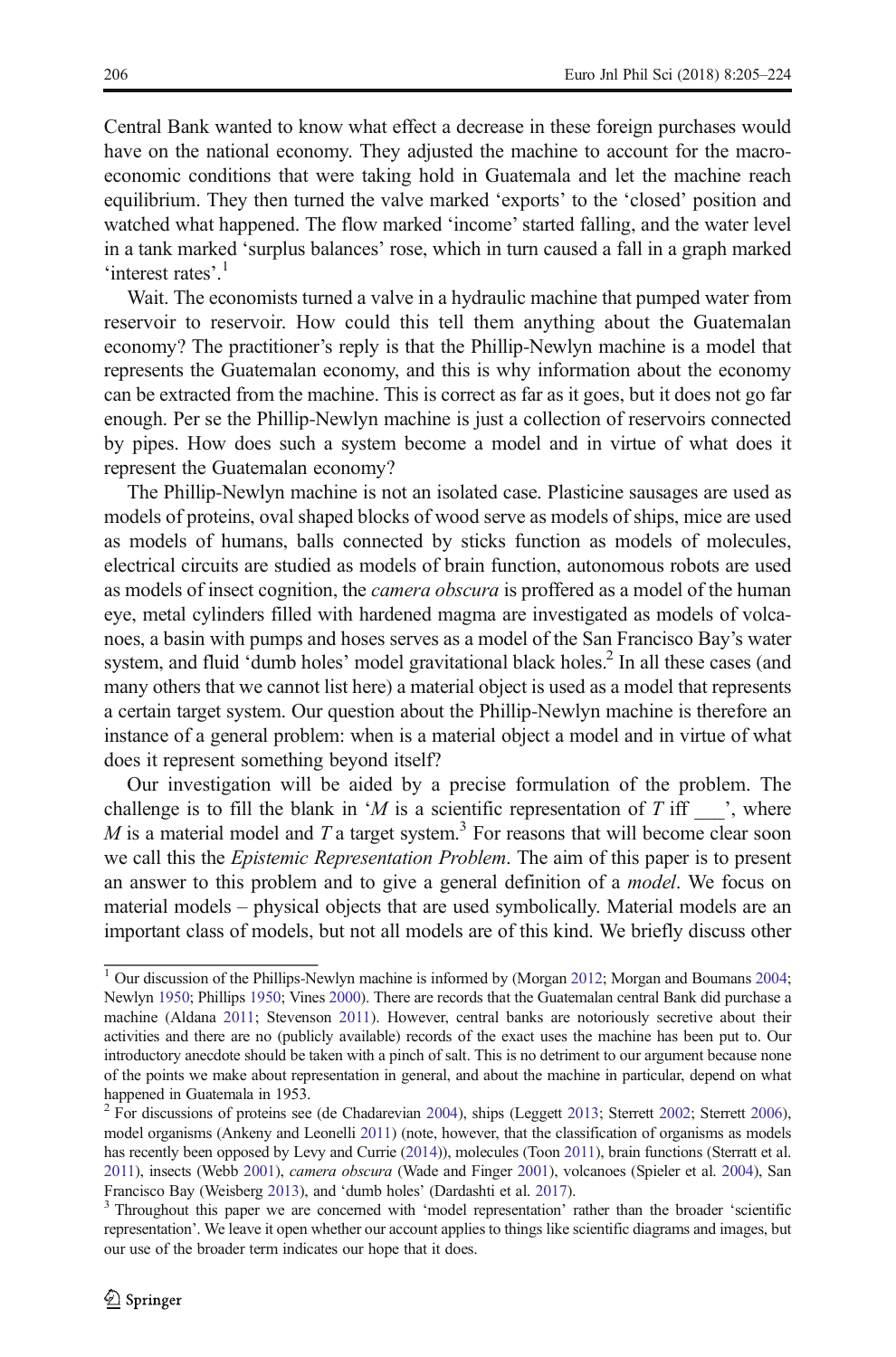Central Bank wanted to know what effect a decrease in these foreign purchases would have on the national economy. They adjusted the machine to account for the macroeconomic conditions that were taking hold in Guatemala and let the machine reach equilibrium. They then turned the valve marked 'exports' to the 'closed' position and watched what happened. The flow marked 'income' started falling, and the water level in a tank marked 'surplus balances' rose, which in turn caused a fall in a graph marked 'interest rates'.[1]

Wait. The economists turned a valve in a hydraulic machine that pumped water from reservoir to reservoir. How could this tell them anything about the Guatemalan economy? The practitioner's reply is that the Phillip-Newlyn machine is a model that represents the Guatemalan economy, and this is why information about the economy can be extracted from the machine. This is correct as far as it goes, but it does not go far enough. Per se the Phillip-Newlyn machine is just a collection of reservoirs connected by pipes. How does such a system become a model and in virtue of what does it represent the Guatemalan economy?

The Phillip-Newlyn machine is not an isolated case. Plasticine sausages are used as models of proteins, oval shaped blocks of wood serve as models of ships, mice are used as models of humans, balls connected by sticks function as models of molecules, electrical circuits are studied as models of brain function, autonomous robots are used as models of insect cognition, the *camera obscura* is proffered as a model of the human eye, metal cylinders filled with hardened magma are investigated as models of volcanoes, a basin with pumps and hoses serves as a model of the San Francisco Bay's water system, and fluid 'dumb holes' model gravitational black holes.[2] In all these cases (and many others that we cannot list here) a material object is used as a model that represents a certain target system. Our question about the Phillip-Newlyn machine is therefore an instance of a general problem: when is a material object a model and in virtue of what does it represent something beyond itself?

Our investigation will be aided by a precise formulation of the problem. The challenge is to fill the blank in '$M$ is a scientific representation of $T$ iff ___', where $M$ is a material model and $T$ a target system.[3] For reasons that will become clear soon we call this the *Epistemic Representation Problem*. The aim of this paper is to present an answer to this problem and to give a general definition of a *model*. We focus on material models – physical objects that are used symbolically. Material models are an important class of models, but not all models are of this kind. We briefly discuss other

---

[1] Our discussion of the Phillips-Newlyn machine is informed by (Morgan 2012; Morgan and Boumans 2004; Newlyn 1950; Phillips 1950; Vines 2000). There are records that the Guatemalan central Bank did purchase a machine (Aldana 2011; Stevenson 2011). However, central banks are notoriously secretive about their activities and there are no (publicly available) records of the exact uses the machine has been put to. Our introductory anecdote should be taken with a pinch of salt. This is no detriment to our argument because none of the points we make about representation in general, and about the machine in particular, depend on what happened in Guatemala in 1953.

[2] For discussions of proteins see (de Chadarevian 2004), ships (Leggett 2013; Sterrett 2002; Sterrett 2006), model organisms (Ankeny and Leonelli 2011) (note, however, that the classification of organisms as models has recently been opposed by Levy and Currie (2014)), molecules (Toon 2011), brain functions (Sterratt et al. 2011), insects (Webb 2001), *camera obscura* (Wade and Finger 2001), volcanoes (Spieler et al. 2004), San Francisco Bay (Weisberg 2013), and 'dumb holes' (Dardashti et al. 2017).

[3] Throughout this paper we are concerned with 'model representation' rather than the broader 'scientific representation'. We leave it open whether our account applies to things like scientific diagrams and images, but our use of the broader term indicates our hope that it does.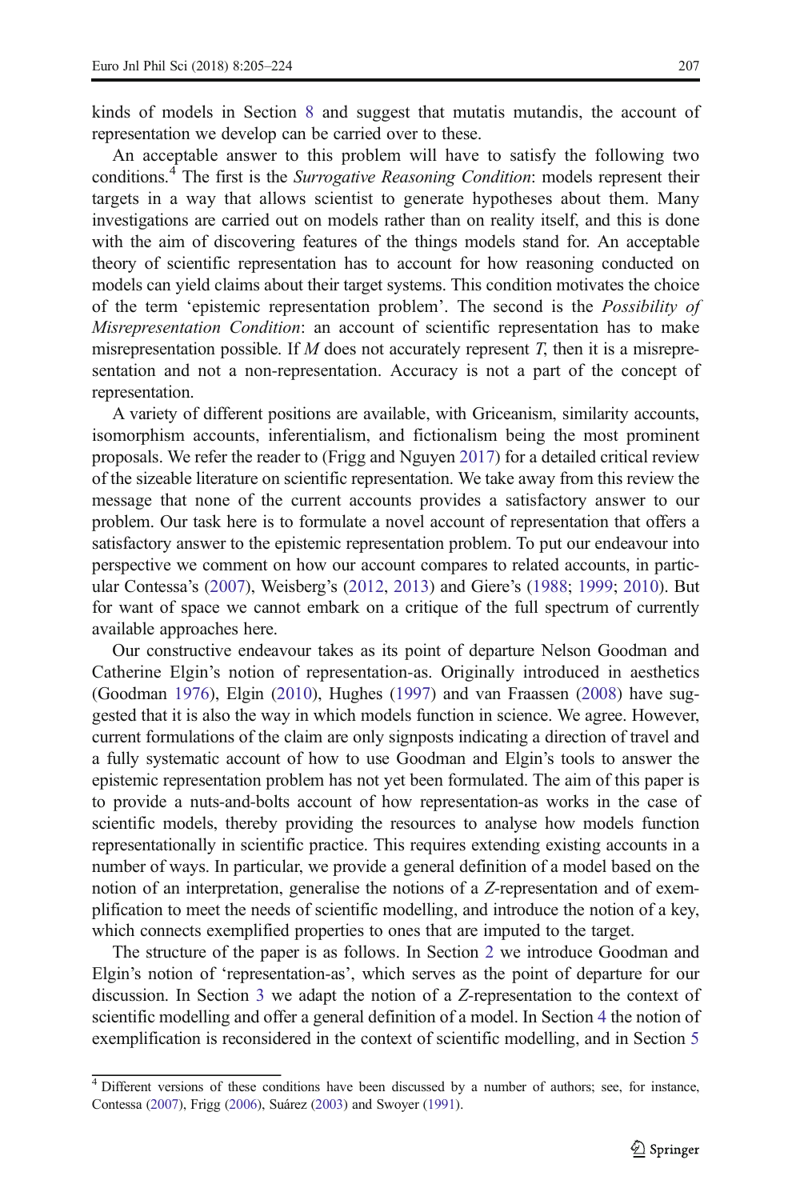kinds of models in Section 8 and suggest that mutatis mutandis, the account of representation we develop can be carried over to these.

An acceptable answer to this problem will have to satisfy the following two conditions.[4] The first is the *Surrogative Reasoning Condition*: models represent their targets in a way that allows scientist to generate hypotheses about them. Many investigations are carried out on models rather than on reality itself, and this is done with the aim of discovering features of the things models stand for. An acceptable theory of scientific representation has to account for how reasoning conducted on models can yield claims about their target systems. This condition motivates the choice of the term 'epistemic representation problem'. The second is the *Possibility of Misrepresentation Condition*: an account of scientific representation has to make misrepresentation possible. If $M$ does not accurately represent $T$, then it is a misrepresentation and not a non-representation. Accuracy is not a part of the concept of representation.

A variety of different positions are available, with Griceanism, similarity accounts, isomorphism accounts, inferentialism, and fictionalism being the most prominent proposals. We refer the reader to (Frigg and Nguyen 2017) for a detailed critical review of the sizeable literature on scientific representation. We take away from this review the message that none of the current accounts provides a satisfactory answer to our problem. Our task here is to formulate a novel account of representation that offers a satisfactory answer to the epistemic representation problem. To put our endeavour into perspective we comment on how our account compares to related accounts, in particular Contessa's (2007), Weisberg's (2012, 2013) and Giere's (1988; 1999; 2010). But for want of space we cannot embark on a critique of the full spectrum of currently available approaches here.

Our constructive endeavour takes as its point of departure Nelson Goodman and Catherine Elgin's notion of representation-as. Originally introduced in aesthetics (Goodman 1976), Elgin (2010), Hughes (1997) and van Fraassen (2008) have suggested that it is also the way in which models function in science. We agree. However, current formulations of the claim are only signposts indicating a direction of travel and a fully systematic account of how to use Goodman and Elgin's tools to answer the epistemic representation problem has not yet been formulated. The aim of this paper is to provide a nuts-and-bolts account of how representation-as works in the case of scientific models, thereby providing the resources to analyse how models function representationally in scientific practice. This requires extending existing accounts in a number of ways. In particular, we provide a general definition of a model based on the notion of an interpretation, generalise the notions of a $Z$-representation and of exemplification to meet the needs of scientific modelling, and introduce the notion of a key, which connects exemplified properties to ones that are imputed to the target.

The structure of the paper is as follows. In Section 2 we introduce Goodman and Elgin's notion of 'representation-as', which serves as the point of departure for our discussion. In Section 3 we adapt the notion of a $Z$-representation to the context of scientific modelling and offer a general definition of a model. In Section 4 the notion of exemplification is reconsidered in the context of scientific modelling, and in Section 5

[4] Different versions of these conditions have been discussed by a number of authors; see, for instance, Contessa (2007), Frigg (2006), Suárez (2003) and Swoyer (1991).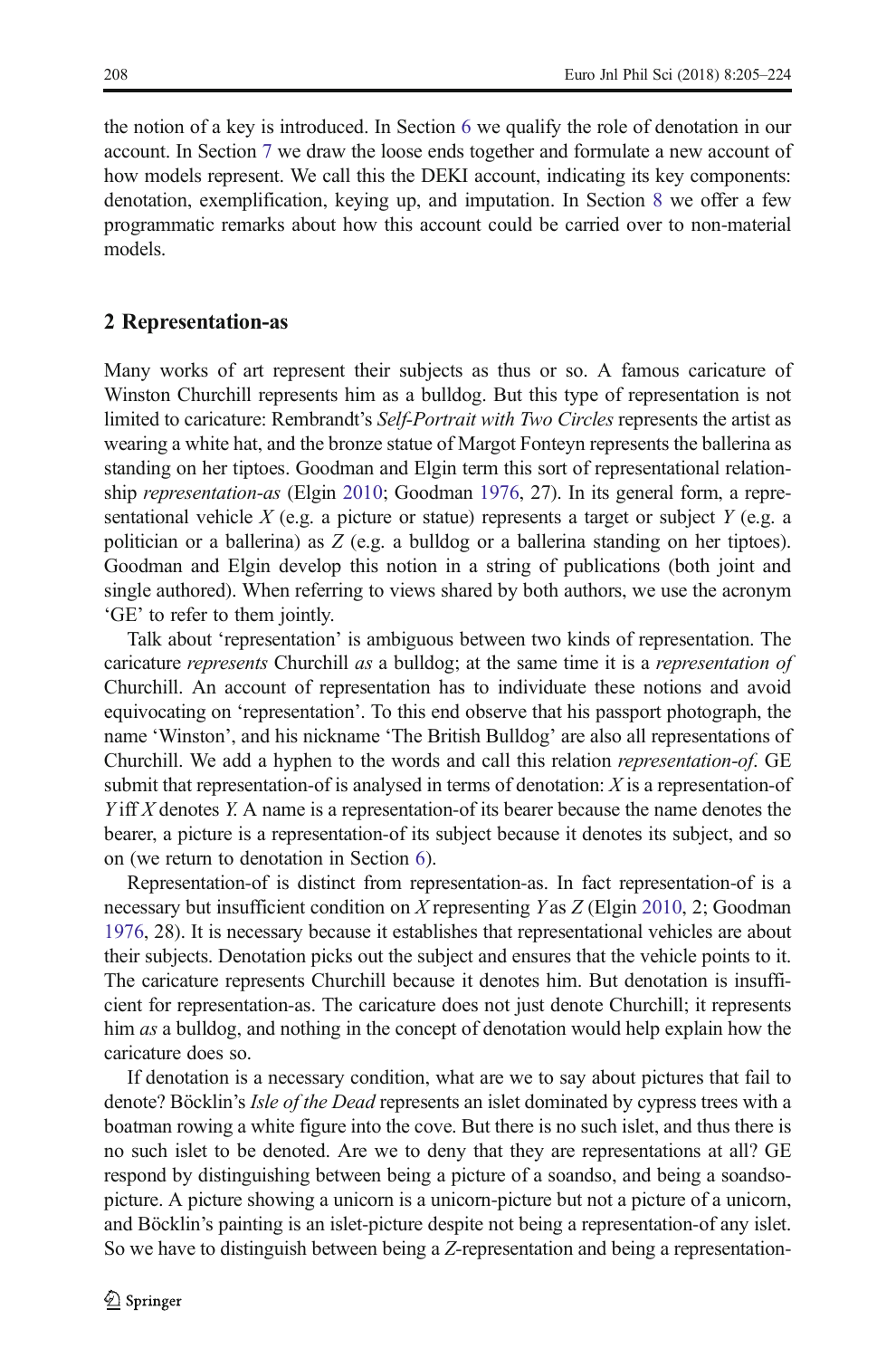the notion of a key is introduced. In Section 6 we qualify the role of denotation in our account. In Section 7 we draw the loose ends together and formulate a new account of how models represent. We call this the DEKI account, indicating its key components: denotation, exemplification, keying up, and imputation. In Section 8 we offer a few programmatic remarks about how this account could be carried over to non-material models.

## 2 Representation-as

Many works of art represent their subjects as thus or so. A famous caricature of Winston Churchill represents him as a bulldog. But this type of representation is not limited to caricature: Rembrandt's *Self-Portrait with Two Circles* represents the artist as wearing a white hat, and the bronze statue of Margot Fonteyn represents the ballerina as standing on her tiptoes. Goodman and Elgin term this sort of representational relationship *representation-as* (Elgin 2010; Goodman 1976, 27). In its general form, a representational vehicle $X$ (e.g. a picture or statue) represents a target or subject $Y$ (e.g. a politician or a ballerina) as $Z$ (e.g. a bulldog or a ballerina standing on her tiptoes). Goodman and Elgin develop this notion in a string of publications (both joint and single authored). When referring to views shared by both authors, we use the acronym 'GE' to refer to them jointly.

Talk about 'representation' is ambiguous between two kinds of representation. The caricature *represents* Churchill *as* a bulldog; at the same time it is a *representation of* Churchill. An account of representation has to individuate these notions and avoid equivocating on 'representation'. To this end observe that his passport photograph, the name 'Winston', and his nickname 'The British Bulldog' are also all representations of Churchill. We add a hyphen to the words and call this relation *representation-of*. GE submit that representation-of is analysed in terms of denotation: $X$ is a representation-of $Y$ iff $X$ denotes $Y$. A name is a representation-of its bearer because the name denotes the bearer, a picture is a representation-of its subject because it denotes its subject, and so on (we return to denotation in Section 6).

Representation-of is distinct from representation-as. In fact representation-of is a necessary but insufficient condition on $X$ representing $Y$ as $Z$ (Elgin 2010, 2; Goodman 1976, 28). It is necessary because it establishes that representational vehicles are about their subjects. Denotation picks out the subject and ensures that the vehicle points to it. The caricature represents Churchill because it denotes him. But denotation is insufficient for representation-as. The caricature does not just denote Churchill; it represents him *as* a bulldog, and nothing in the concept of denotation would help explain how the caricature does so.

If denotation is a necessary condition, what are we to say about pictures that fail to denote? Böcklin's *Isle of the Dead* represents an islet dominated by cypress trees with a boatman rowing a white figure into the cove. But there is no such islet, and thus there is no such islet to be denoted. Are we to deny that they are representations at all? GE respond by distinguishing between being a picture of a soandso, and being a soandso-picture. A picture showing a unicorn is a unicorn-picture but not a picture of a unicorn, and Böcklin's painting is an islet-picture despite not being a representation-of any islet. So we have to distinguish between being a $Z$-representation and being a representation-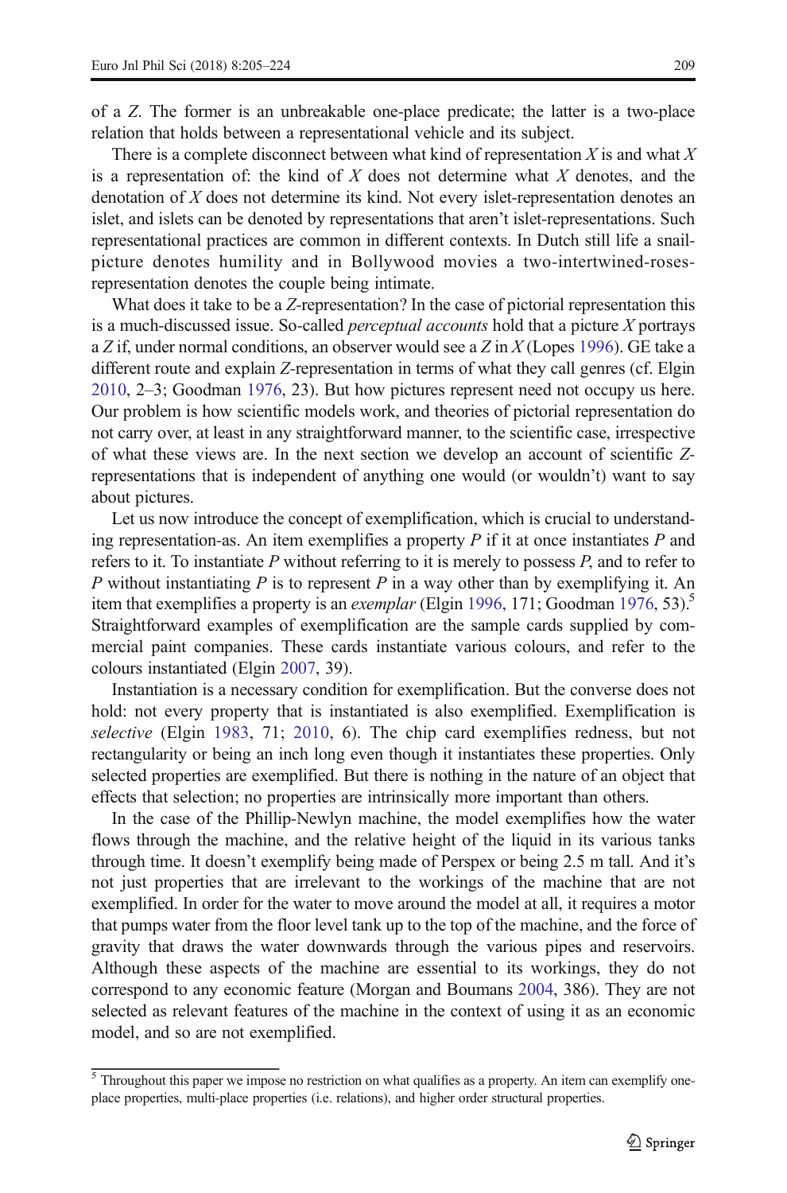of a *Z*. The former is an unbreakable one-place predicate; the latter is a two-place relation that holds between a representational vehicle and its subject.

There is a complete disconnect between what kind of representation *X* is and what *X* is a representation of: the kind of *X* does not determine what *X* denotes, and the denotation of *X* does not determine its kind. Not every islet-representation denotes an islet, and islets can be denoted by representations that aren't islet-representations. Such representational practices are common in different contexts. In Dutch still life a snail-picture denotes humility and in Bollywood movies a two-intertwined-roses-representation denotes the couple being intimate.

What does it take to be a *Z*-representation? In the case of pictorial representation this is a much-discussed issue. So-called *perceptual accounts* hold that a picture *X* portrays a *Z* if, under normal conditions, an observer would see a *Z* in *X* (Lopes 1996). GE take a different route and explain *Z*-representation in terms of what they call genres (cf. Elgin 2010, 2–3; Goodman 1976, 23). But how pictures represent need not occupy us here. Our problem is how scientific models work, and theories of pictorial representation do not carry over, at least in any straightforward manner, to the scientific case, irrespective of what these views are. In the next section we develop an account of scientific *Z*-representations that is independent of anything one would (or wouldn't) want to say about pictures.

Let us now introduce the concept of exemplification, which is crucial to understanding representation-as. An item exemplifies a property *P* if it at once instantiates *P* and refers to it. To instantiate *P* without referring to it is merely to possess *P*, and to refer to *P* without instantiating *P* is to represent *P* in a way other than by exemplifying it. An item that exemplifies a property is an *exemplar* (Elgin 1996, 171; Goodman 1976, 53).[5] Straightforward examples of exemplification are the sample cards supplied by commercial paint companies. These cards instantiate various colours, and refer to the colours instantiated (Elgin 2007, 39).

Instantiation is a necessary condition for exemplification. But the converse does not hold: not every property that is instantiated is also exemplified. Exemplification is *selective* (Elgin 1983, 71; 2010, 6). The chip card exemplifies redness, but not rectangularity or being an inch long even though it instantiates these properties. Only selected properties are exemplified. But there is nothing in the nature of an object that effects that selection; no properties are intrinsically more important than others.

In the case of the Phillip-Newlyn machine, the model exemplifies how the water flows through the machine, and the relative height of the liquid in its various tanks through time. It doesn't exemplify being made of Perspex or being 2.5 m tall. And it's not just properties that are irrelevant to the workings of the machine that are not exemplified. In order for the water to move around the model at all, it requires a motor that pumps water from the floor level tank up to the top of the machine, and the force of gravity that draws the water downwards through the various pipes and reservoirs. Although these aspects of the machine are essential to its workings, they do not correspond to any economic feature (Morgan and Boumans 2004, 386). They are not selected as relevant features of the machine in the context of using it as an economic model, and so are not exemplified.

[5] Throughout this paper we impose no restriction on what qualifies as a property. An item can exemplify one-place properties, multi-place properties (i.e. relations), and higher order structural properties.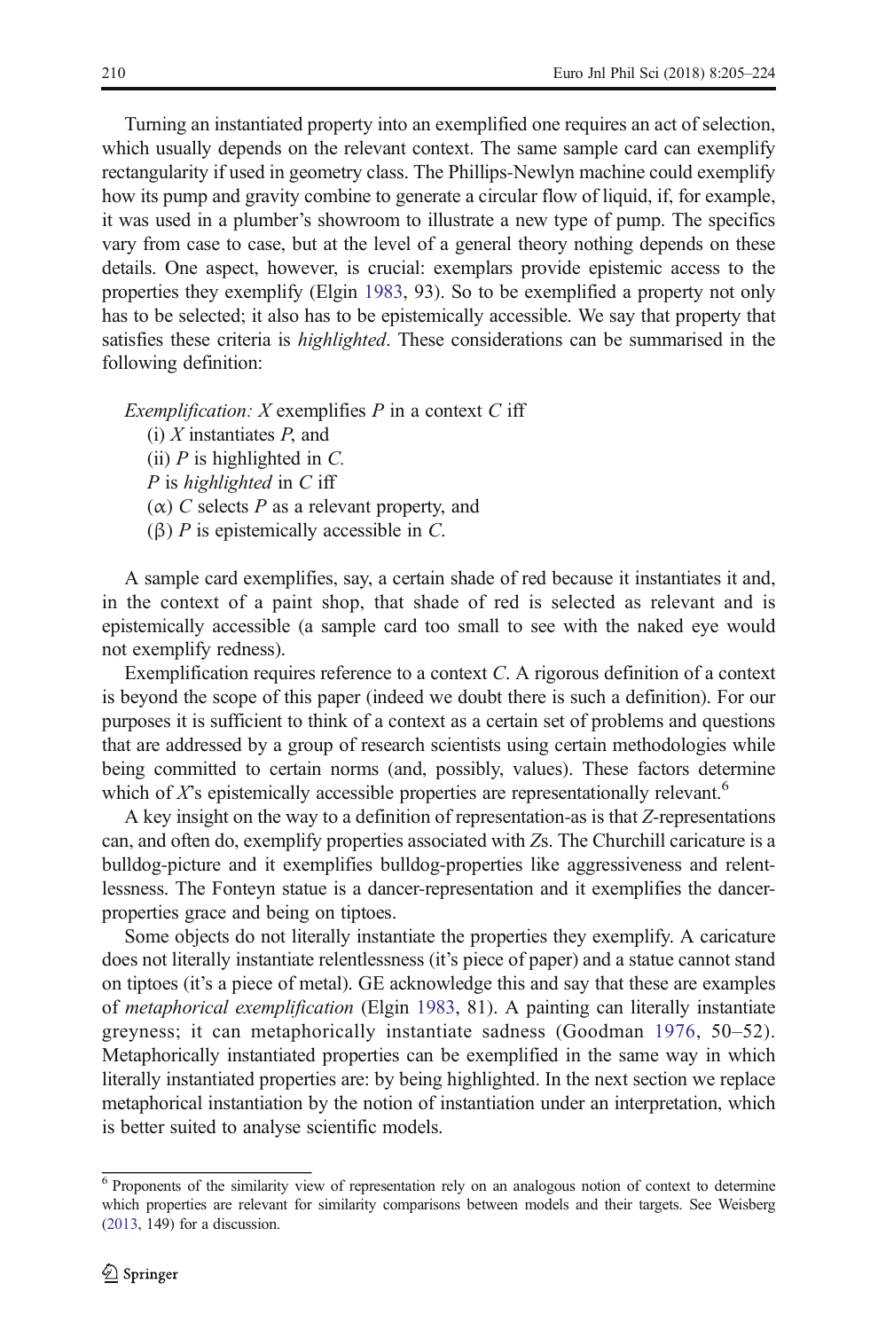Turning an instantiated property into an exemplified one requires an act of selection, which usually depends on the relevant context. The same sample card can exemplify rectangularity if used in geometry class. The Phillips-Newlyn machine could exemplify how its pump and gravity combine to generate a circular flow of liquid, if, for example, it was used in a plumber's showroom to illustrate a new type of pump. The specifics vary from case to case, but at the level of a general theory nothing depends on these details. One aspect, however, is crucial: exemplars provide epistemic access to the properties they exemplify (Elgin 1983, 93). So to be exemplified a property not only has to be selected; it also has to be epistemically accessible. We say that property that satisfies these criteria is *highlighted*. These considerations can be summarised in the following definition:

> *Exemplification: X* exemplifies *P* in a context *C* iff
> (i) *X* instantiates *P*, and
> (ii) *P* is highlighted in *C*.
> *P* is *highlighted* in *C* iff
> (α) *C* selects *P* as a relevant property, and
> (β) *P* is epistemically accessible in *C*.

A sample card exemplifies, say, a certain shade of red because it instantiates it and, in the context of a paint shop, that shade of red is selected as relevant and is epistemically accessible (a sample card too small to see with the naked eye would not exemplify redness).

Exemplification requires reference to a context *C*. A rigorous definition of a context is beyond the scope of this paper (indeed we doubt there is such a definition). For our purposes it is sufficient to think of a context as a certain set of problems and questions that are addressed by a group of research scientists using certain methodologies while being committed to certain norms (and, possibly, values). These factors determine which of *X*'s epistemically accessible properties are representationally relevant.[6]

A key insight on the way to a definition of representation-as is that *Z*-representations can, and often do, exemplify properties associated with *Z*s. The Churchill caricature is a bulldog-picture and it exemplifies bulldog-properties like aggressiveness and relentlessness. The Fonteyn statue is a dancer-representation and it exemplifies the dancer-properties grace and being on tiptoes.

Some objects do not literally instantiate the properties they exemplify. A caricature does not literally instantiate relentlessness (it's piece of paper) and a statue cannot stand on tiptoes (it's a piece of metal). GE acknowledge this and say that these are examples of *metaphorical exemplification* (Elgin 1983, 81). A painting can literally instantiate greyness; it can metaphorically instantiate sadness (Goodman 1976, 50–52). Metaphorically instantiated properties can be exemplified in the same way in which literally instantiated properties are: by being highlighted. In the next section we replace metaphorical instantiation by the notion of instantiation under an interpretation, which is better suited to analyse scientific models.

[6] Proponents of the similarity view of representation rely on an analogous notion of context to determine which properties are relevant for similarity comparisons between models and their targets. See Weisberg (2013, 149) for a discussion.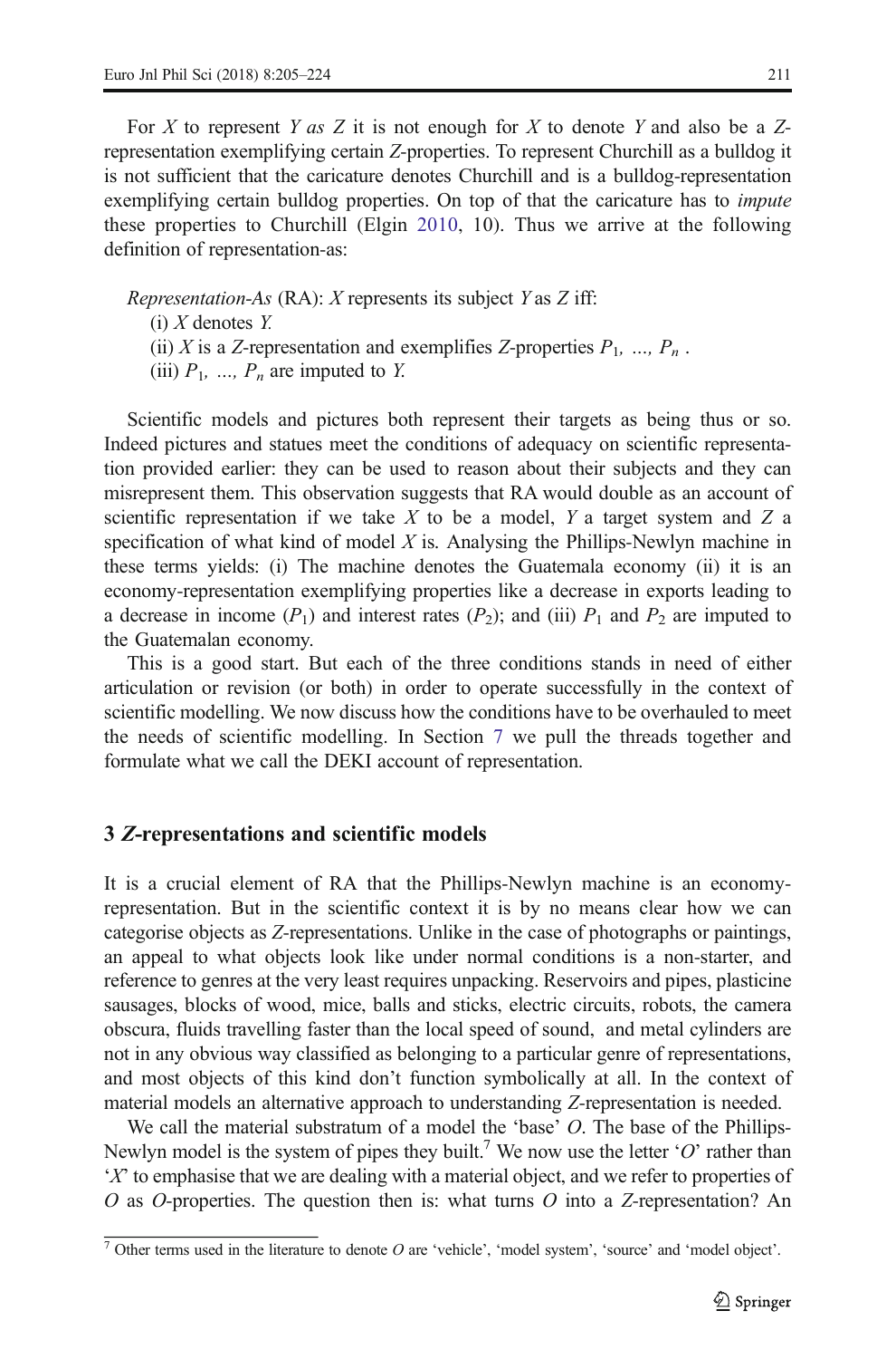For $X$ to represent $Y$ *as* $Z$ it is not enough for $X$ to denote $Y$ and also be a $Z$-representation exemplifying certain $Z$-properties. To represent Churchill as a bulldog it is not sufficient that the caricature denotes Churchill and is a bulldog-representation exemplifying certain bulldog properties. On top of that the caricature has to *impute* these properties to Churchill (Elgin 2010, 10). Thus we arrive at the following definition of representation-as:

*Representation-As* (RA): $X$ represents its subject $Y$ as $Z$ iff:

(i) $X$ denotes $Y$.

(ii) $X$ is a $Z$-representation and exemplifies $Z$-properties $P_1, \ldots, P_n$.

(iii) $P_1, \ldots, P_n$ are imputed to $Y$.

Scientific models and pictures both represent their targets as being thus or so. Indeed pictures and statues meet the conditions of adequacy on scientific representation provided earlier: they can be used to reason about their subjects and they can misrepresent them. This observation suggests that RA would double as an account of scientific representation if we take $X$ to be a model, $Y$ a target system and $Z$ a specification of what kind of model $X$ is. Analysing the Phillips-Newlyn machine in these terms yields: (i) The machine denotes the Guatemala economy (ii) it is an economy-representation exemplifying properties like a decrease in exports leading to a decrease in income ($P_1$) and interest rates ($P_2$); and (iii) $P_1$ and $P_2$ are imputed to the Guatemalan economy.

This is a good start. But each of the three conditions stands in need of either articulation or revision (or both) in order to operate successfully in the context of scientific modelling. We now discuss how the conditions have to be overhauled to meet the needs of scientific modelling. In Section 7 we pull the threads together and formulate what we call the DEKI account of representation.

## 3 *Z*-representations and scientific models

It is a crucial element of RA that the Phillips-Newlyn machine is an economy-representation. But in the scientific context it is by no means clear how we can categorise objects as $Z$-representations. Unlike in the case of photographs or paintings, an appeal to what objects look like under normal conditions is a non-starter, and reference to genres at the very least requires unpacking. Reservoirs and pipes, plasticine sausages, blocks of wood, mice, balls and sticks, electric circuits, robots, the camera obscura, fluids travelling faster than the local speed of sound, and metal cylinders are not in any obvious way classified as belonging to a particular genre of representations, and most objects of this kind don't function symbolically at all. In the context of material models an alternative approach to understanding $Z$-representation is needed.

We call the material substratum of a model the 'base' $O$. The base of the Phillips-Newlyn model is the system of pipes they built.[7] We now use the letter '$O$' rather than '$X$' to emphasise that we are dealing with a material object, and we refer to properties of $O$ as $O$-properties. The question then is: what turns $O$ into a $Z$-representation? An

[7] Other terms used in the literature to denote $O$ are 'vehicle', 'model system', 'source' and 'model object'.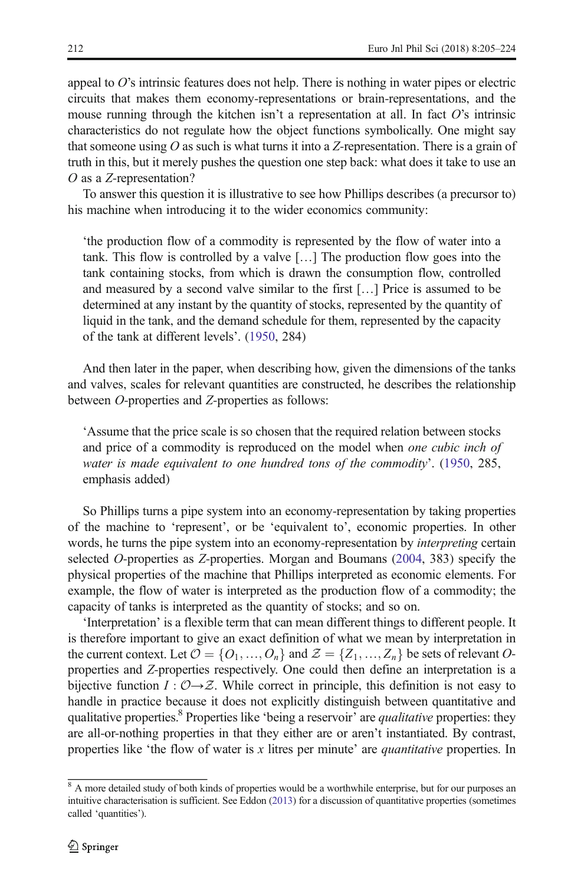appeal to $O$'s intrinsic features does not help. There is nothing in water pipes or electric circuits that makes them economy-representations or brain-representations, and the mouse running through the kitchen isn't a representation at all. In fact $O$'s intrinsic characteristics do not regulate how the object functions symbolically. One might say that someone using $O$ as such is what turns it into a $Z$-representation. There is a grain of truth in this, but it merely pushes the question one step back: what does it take to use an $O$ as a $Z$-representation?

To answer this question it is illustrative to see how Phillips describes (a precursor to) his machine when introducing it to the wider economics community:

> 'the production flow of a commodity is represented by the flow of water into a tank. This flow is controlled by a valve […] The production flow goes into the tank containing stocks, from which is drawn the consumption flow, controlled and measured by a second valve similar to the first […] Price is assumed to be determined at any instant by the quantity of stocks, represented by the quantity of liquid in the tank, and the demand schedule for them, represented by the capacity of the tank at different levels'. (1950, 284)

And then later in the paper, when describing how, given the dimensions of the tanks and valves, scales for relevant quantities are constructed, he describes the relationship between $O$-properties and $Z$-properties as follows:

> 'Assume that the price scale is so chosen that the required relation between stocks and price of a commodity is reproduced on the model when *one cubic inch of water is made equivalent to one hundred tons of the commodity*'. (1950, 285, emphasis added)

So Phillips turns a pipe system into an economy-representation by taking properties of the machine to 'represent', or be 'equivalent to', economic properties. In other words, he turns the pipe system into an economy-representation by *interpreting* certain selected $O$-properties as $Z$-properties. Morgan and Boumans (2004, 383) specify the physical properties of the machine that Phillips interpreted as economic elements. For example, the flow of water is interpreted as the production flow of a commodity; the capacity of tanks is interpreted as the quantity of stocks; and so on.

'Interpretation' is a flexible term that can mean different things to different people. It is therefore important to give an exact definition of what we mean by interpretation in the current context. Let $\mathcal{O} = \{O_1, \ldots, O_n\}$ and $\mathcal{Z} = \{Z_1, \ldots, Z_n\}$ be sets of relevant $O$-properties and $Z$-properties respectively. One could then define an interpretation is a bijective function $I : \mathcal{O} \rightarrow \mathcal{Z}$. While correct in principle, this definition is not easy to handle in practice because it does not explicitly distinguish between quantitative and qualitative properties.[8] Properties like 'being a reservoir' are *qualitative* properties: they are all-or-nothing properties in that they either are or aren't instantiated. By contrast, properties like 'the flow of water is $x$ litres per minute' are *quantitative* properties. In

[8] A more detailed study of both kinds of properties would be a worthwhile enterprise, but for our purposes an intuitive characterisation is sufficient. See Eddon (2013) for a discussion of quantitative properties (sometimes called 'quantities').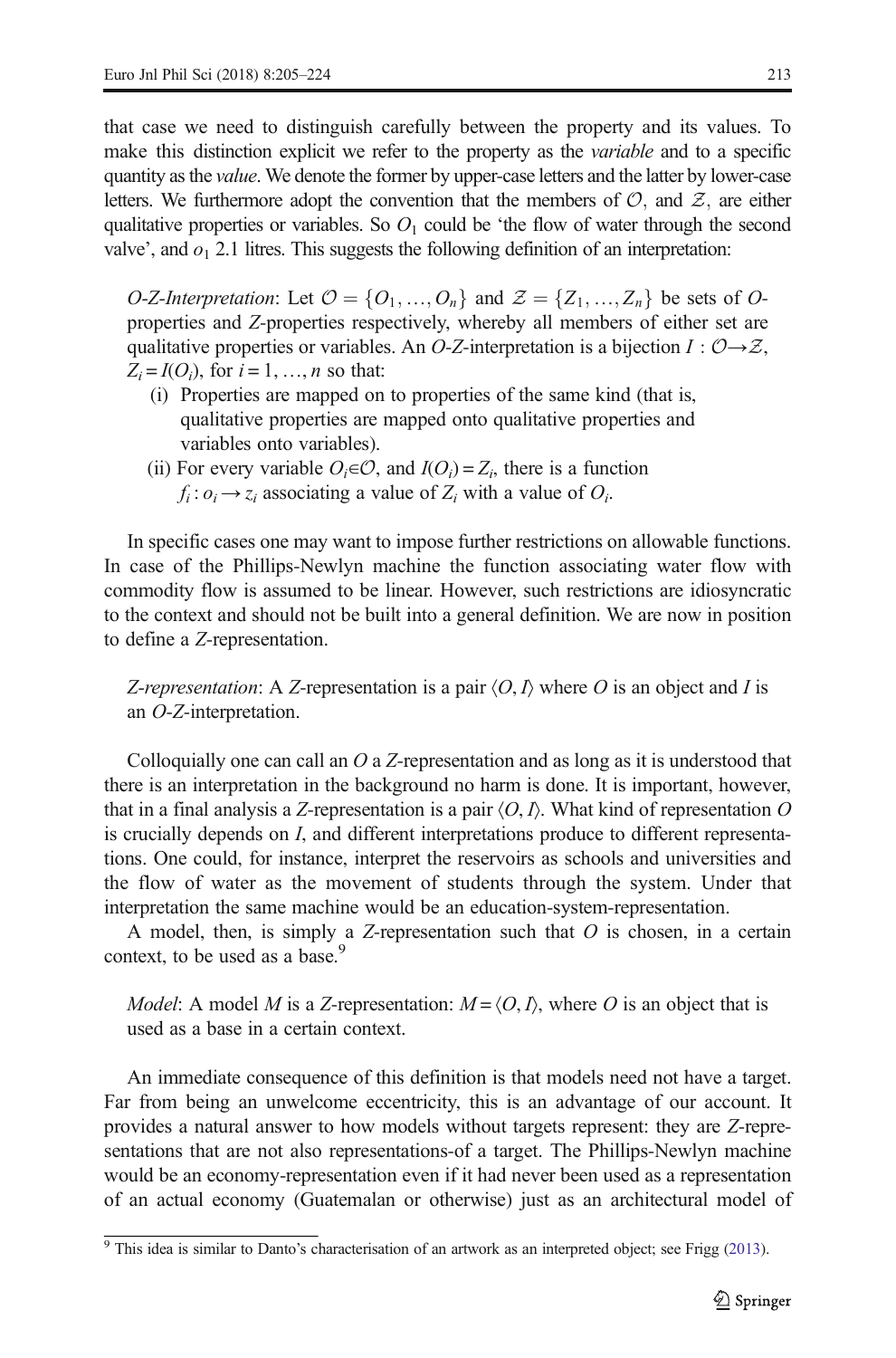that case we need to distinguish carefully between the property and its values. To make this distinction explicit we refer to the property as the *variable* and to a specific quantity as the *value*. We denote the former by upper-case letters and the latter by lower-case letters. We furthermore adopt the convention that the members of $\mathcal{O}$, and $\mathcal{Z}$, are either qualitative properties or variables. So $O_1$ could be 'the flow of water through the second valve', and $o_1$ 2.1 litres. This suggests the following definition of an interpretation:

> *O-Z-Interpretation*: Let $\mathcal{O} = \{O_1, \ldots, O_n\}$ and $\mathcal{Z} = \{Z_1, \ldots, Z_n\}$ be sets of *O*-properties and *Z*-properties respectively, whereby all members of either set are qualitative properties or variables. An *O-Z*-interpretation is a bijection $I : \mathcal{O} \to \mathcal{Z}$, $Z_i = I(O_i)$, for $i = 1, \ldots, n$ so that:
>
> (i) Properties are mapped on to properties of the same kind (that is, qualitative properties are mapped onto qualitative properties and variables onto variables).
>
> (ii) For every variable $O_i \in \mathcal{O}$, and $I(O_i) = Z_i$, there is a function $f_i : o_i \to z_i$ associating a value of $Z_i$ with a value of $O_i$.

In specific cases one may want to impose further restrictions on allowable functions. In case of the Phillips-Newlyn machine the function associating water flow with commodity flow is assumed to be linear. However, such restrictions are idiosyncratic to the context and should not be built into a general definition. We are now in position to define a *Z*-representation.

> *Z-representation*: A *Z*-representation is a pair $\langle O, I \rangle$ where *O* is an object and *I* is an *O-Z*-interpretation.

Colloquially one can call an *O* a *Z*-representation and as long as it is understood that there is an interpretation in the background no harm is done. It is important, however, that in a final analysis a *Z*-representation is a pair $\langle O, I \rangle$. What kind of representation *O* is crucially depends on *I*, and different interpretations produce to different representations. One could, for instance, interpret the reservoirs as schools and universities and the flow of water as the movement of students through the system. Under that interpretation the same machine would be an education-system-representation.

A model, then, is simply a *Z*-representation such that *O* is chosen, in a certain context, to be used as a base.[9]

> *Model*: A model *M* is a *Z*-representation: $M = \langle O, I \rangle$, where *O* is an object that is used as a base in a certain context.

An immediate consequence of this definition is that models need not have a target. Far from being an unwelcome eccentricity, this is an advantage of our account. It provides a natural answer to how models without targets represent: they are *Z*-representations that are not also representations-of a target. The Phillips-Newlyn machine would be an economy-representation even if it had never been used as a representation of an actual economy (Guatemalan or otherwise) just as an architectural model of

[9] This idea is similar to Danto's characterisation of an artwork as an interpreted object; see Frigg (2013).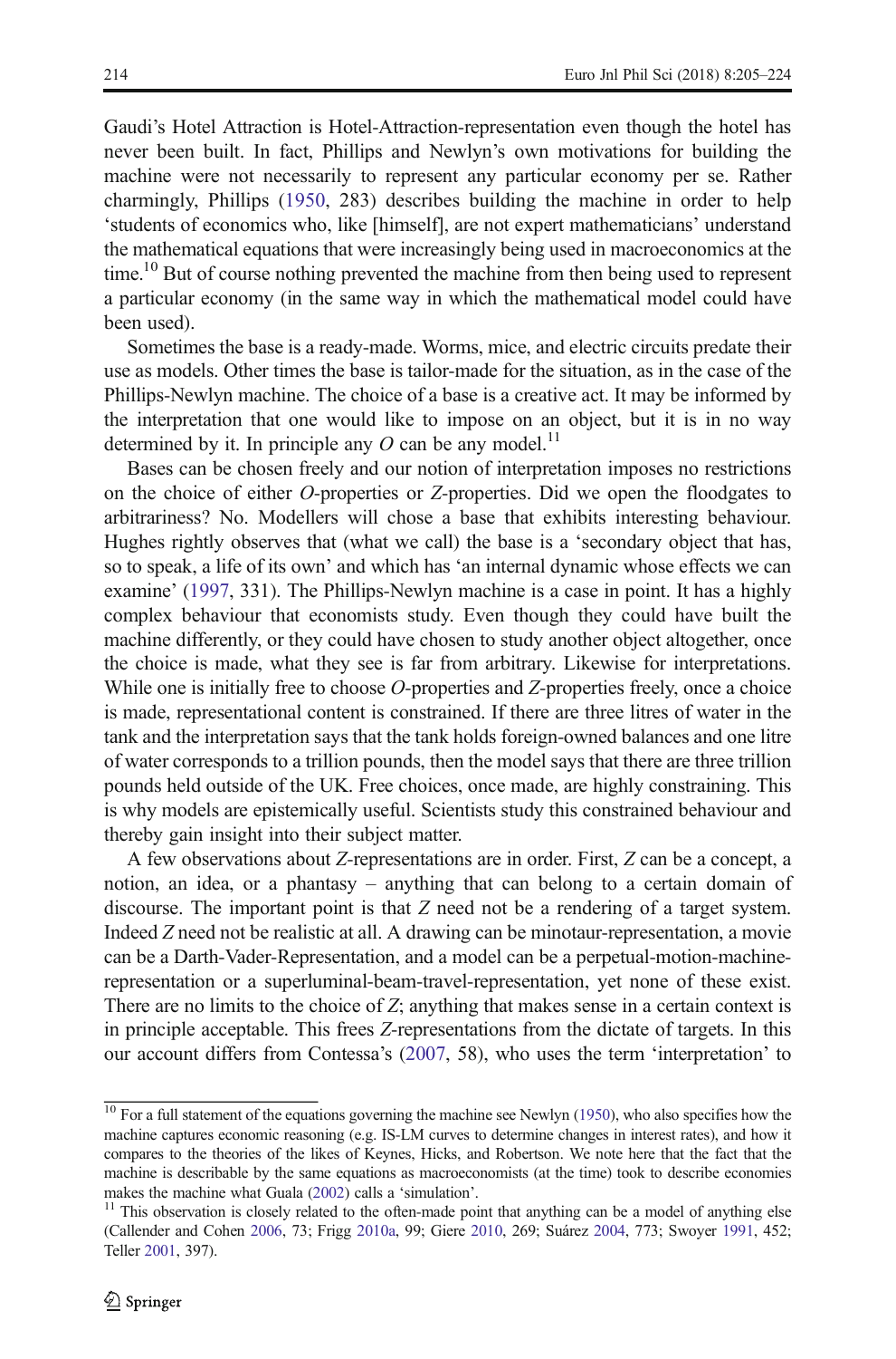Gaudi's Hotel Attraction is Hotel-Attraction-representation even though the hotel has never been built. In fact, Phillips and Newlyn's own motivations for building the machine were not necessarily to represent any particular economy per se. Rather charmingly, Phillips (1950, 283) describes building the machine in order to help 'students of economics who, like [himself], are not expert mathematicians' understand the mathematical equations that were increasingly being used in macroeconomics at the time.[10] But of course nothing prevented the machine from then being used to represent a particular economy (in the same way in which the mathematical model could have been used).

Sometimes the base is a ready-made. Worms, mice, and electric circuits predate their use as models. Other times the base is tailor-made for the situation, as in the case of the Phillips-Newlyn machine. The choice of a base is a creative act. It may be informed by the interpretation that one would like to impose on an object, but it is in no way determined by it. In principle any *O* can be any model.[11]

Bases can be chosen freely and our notion of interpretation imposes no restrictions on the choice of either *O*-properties or *Z*-properties. Did we open the floodgates to arbitrariness? No. Modellers will chose a base that exhibits interesting behaviour. Hughes rightly observes that (what we call) the base is a 'secondary object that has, so to speak, a life of its own' and which has 'an internal dynamic whose effects we can examine' (1997, 331). The Phillips-Newlyn machine is a case in point. It has a highly complex behaviour that economists study. Even though they could have built the machine differently, or they could have chosen to study another object altogether, once the choice is made, what they see is far from arbitrary. Likewise for interpretations. While one is initially free to choose *O*-properties and *Z*-properties freely, once a choice is made, representational content is constrained. If there are three litres of water in the tank and the interpretation says that the tank holds foreign-owned balances and one litre of water corresponds to a trillion pounds, then the model says that there are three trillion pounds held outside of the UK. Free choices, once made, are highly constraining. This is why models are epistemically useful. Scientists study this constrained behaviour and thereby gain insight into their subject matter.

A few observations about *Z*-representations are in order. First, *Z* can be a concept, a notion, an idea, or a phantasy – anything that can belong to a certain domain of discourse. The important point is that *Z* need not be a rendering of a target system. Indeed *Z* need not be realistic at all. A drawing can be minotaur-representation, a movie can be a Darth-Vader-Representation, and a model can be a perpetual-motion-machine-representation or a superluminal-beam-travel-representation, yet none of these exist. There are no limits to the choice of *Z*; anything that makes sense in a certain context is in principle acceptable. This frees *Z*-representations from the dictate of targets. In this our account differs from Contessa's (2007, 58), who uses the term 'interpretation' to

---

[10] For a full statement of the equations governing the machine see Newlyn (1950), who also specifies how the machine captures economic reasoning (e.g. IS-LM curves to determine changes in interest rates), and how it compares to the theories of the likes of Keynes, Hicks, and Robertson. We note here that the fact that the machine is describable by the same equations as macroeconomists (at the time) took to describe economies makes the machine what Guala (2002) calls a 'simulation'.

[11] This observation is closely related to the often-made point that anything can be a model of anything else (Callender and Cohen 2006, 73; Frigg 2010a, 99; Giere 2010, 269; Suárez 2004, 773; Swoyer 1991, 452; Teller 2001, 397).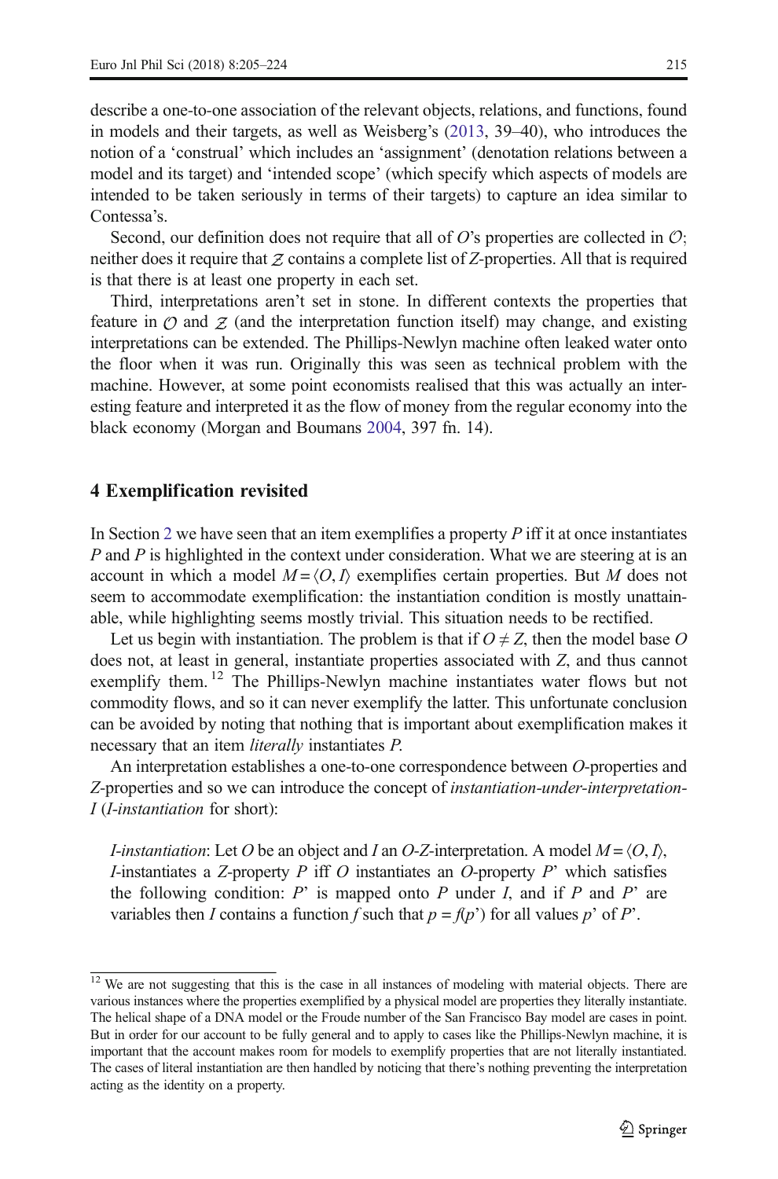describe a one-to-one association of the relevant objects, relations, and functions, found in models and their targets, as well as Weisberg's (2013, 39–40), who introduces the notion of a 'construal' which includes an 'assignment' (denotation relations between a model and its target) and 'intended scope' (which specify which aspects of models are intended to be taken seriously in terms of their targets) to capture an idea similar to Contessa's.

Second, our definition does not require that all of $O$'s properties are collected in $\mathcal{O}$; neither does it require that $\mathcal{Z}$ contains a complete list of $Z$-properties. All that is required is that there is at least one property in each set.

Third, interpretations aren't set in stone. In different contexts the properties that feature in $\mathcal{O}$ and $\mathcal{Z}$ (and the interpretation function itself) may change, and existing interpretations can be extended. The Phillips-Newlyn machine often leaked water onto the floor when it was run. Originally this was seen as technical problem with the machine. However, at some point economists realised that this was actually an interesting feature and interpreted it as the flow of money from the regular economy into the black economy (Morgan and Boumans 2004, 397 fn. 14).

## 4 Exemplification revisited

In Section 2 we have seen that an item exemplifies a property $P$ iff it at once instantiates $P$ and $P$ is highlighted in the context under consideration. What we are steering at is an account in which a model $M = \langle O, I \rangle$ exemplifies certain properties. But $M$ does not seem to accommodate exemplification: the instantiation condition is mostly unattainable, while highlighting seems mostly trivial. This situation needs to be rectified.

Let us begin with instantiation. The problem is that if $O \neq Z$, then the model base $O$ does not, at least in general, instantiate properties associated with $Z$, and thus cannot exemplify them.[12] The Phillips-Newlyn machine instantiates water flows but not commodity flows, and so it can never exemplify the latter. This unfortunate conclusion can be avoided by noting that nothing that is important about exemplification makes it necessary that an item *literally* instantiates $P$.

An interpretation establishes a one-to-one correspondence between $O$-properties and $Z$-properties and so we can introduce the concept of *instantiation-under-interpretation-I* (*I-instantiation* for short):

> *I-instantiation*: Let $O$ be an object and $I$ an $O$-$Z$-interpretation. A model $M = \langle O, I \rangle$, $I$-instantiates a $Z$-property $P$ iff $O$ instantiates an $O$-property $P'$ which satisfies the following condition: $P'$ is mapped onto $P$ under $I$, and if $P$ and $P'$ are variables then $I$ contains a function $f$ such that $p = f(p')$ for all values $p'$ of $P'$.

[12] We are not suggesting that this is the case in all instances of modeling with material objects. There are various instances where the properties exemplified by a physical model are properties they literally instantiate. The helical shape of a DNA model or the Froude number of the San Francisco Bay model are cases in point. But in order for our account to be fully general and to apply to cases like the Phillips-Newlyn machine, it is important that the account makes room for models to exemplify properties that are not literally instantiated. The cases of literal instantiation are then handled by noticing that there's nothing preventing the interpretation acting as the identity on a property.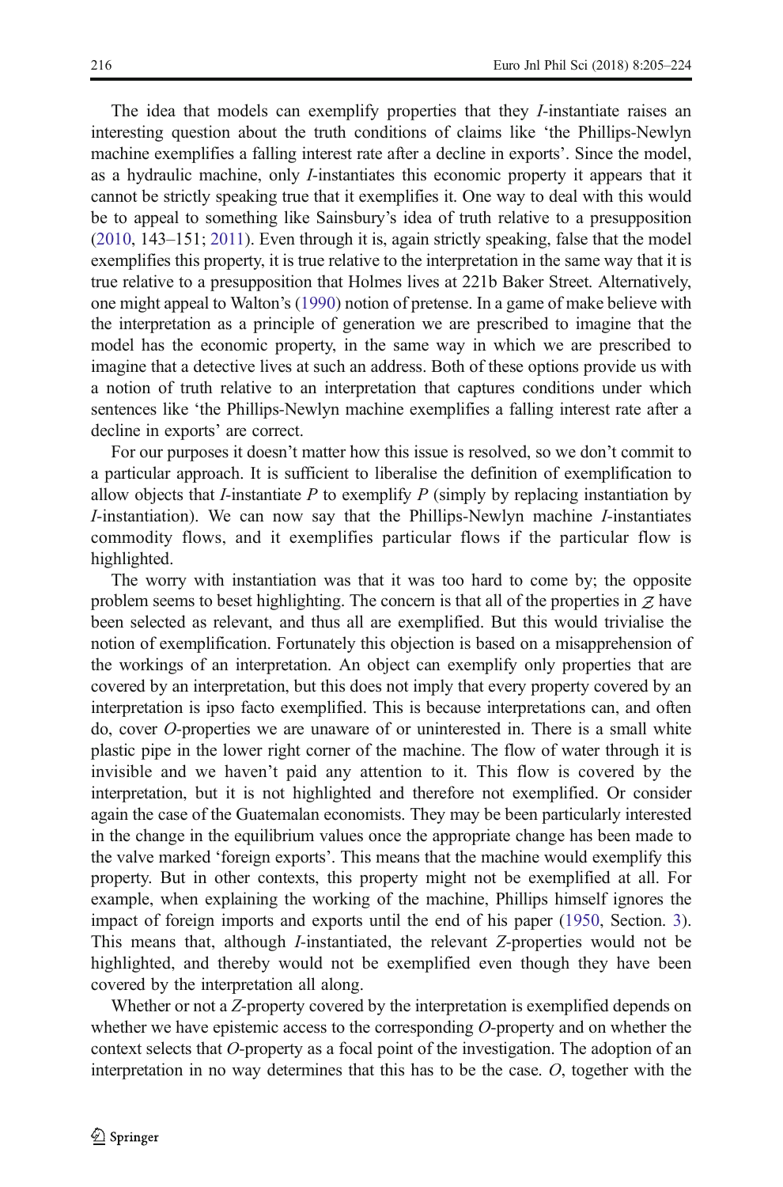The idea that models can exemplify properties that they *I*-instantiate raises an interesting question about the truth conditions of claims like 'the Phillips-Newlyn machine exemplifies a falling interest rate after a decline in exports'. Since the model, as a hydraulic machine, only *I*-instantiates this economic property it appears that it cannot be strictly speaking true that it exemplifies it. One way to deal with this would be to appeal to something like Sainsbury's idea of truth relative to a presupposition (2010, 143–151; 2011). Even through it is, again strictly speaking, false that the model exemplifies this property, it is true relative to the interpretation in the same way that it is true relative to a presupposition that Holmes lives at 221b Baker Street. Alternatively, one might appeal to Walton's (1990) notion of pretense. In a game of make believe with the interpretation as a principle of generation we are prescribed to imagine that the model has the economic property, in the same way in which we are prescribed to imagine that a detective lives at such an address. Both of these options provide us with a notion of truth relative to an interpretation that captures conditions under which sentences like 'the Phillips-Newlyn machine exemplifies a falling interest rate after a decline in exports' are correct.

For our purposes it doesn't matter how this issue is resolved, so we don't commit to a particular approach. It is sufficient to liberalise the definition of exemplification to allow objects that *I*-instantiate *P* to exemplify *P* (simply by replacing instantiation by *I*-instantiation). We can now say that the Phillips-Newlyn machine *I*-instantiates commodity flows, and it exemplifies particular flows if the particular flow is highlighted.

The worry with instantiation was that it was too hard to come by; the opposite problem seems to beset highlighting. The concern is that all of the properties in $\mathcal{Z}$ have been selected as relevant, and thus all are exemplified. But this would trivialise the notion of exemplification. Fortunately this objection is based on a misapprehension of the workings of an interpretation. An object can exemplify only properties that are covered by an interpretation, but this does not imply that every property covered by an interpretation is ipso facto exemplified. This is because interpretations can, and often do, cover *O*-properties we are unaware of or uninterested in. There is a small white plastic pipe in the lower right corner of the machine. The flow of water through it is invisible and we haven't paid any attention to it. This flow is covered by the interpretation, but it is not highlighted and therefore not exemplified. Or consider again the case of the Guatemalan economists. They may be been particularly interested in the change in the equilibrium values once the appropriate change has been made to the valve marked 'foreign exports'. This means that the machine would exemplify this property. But in other contexts, this property might not be exemplified at all. For example, when explaining the working of the machine, Phillips himself ignores the impact of foreign imports and exports until the end of his paper (1950, Section. 3). This means that, although *I*-instantiated, the relevant *Z*-properties would not be highlighted, and thereby would not be exemplified even though they have been covered by the interpretation all along.

Whether or not a *Z*-property covered by the interpretation is exemplified depends on whether we have epistemic access to the corresponding *O*-property and on whether the context selects that *O*-property as a focal point of the investigation. The adoption of an interpretation in no way determines that this has to be the case. *O*, together with the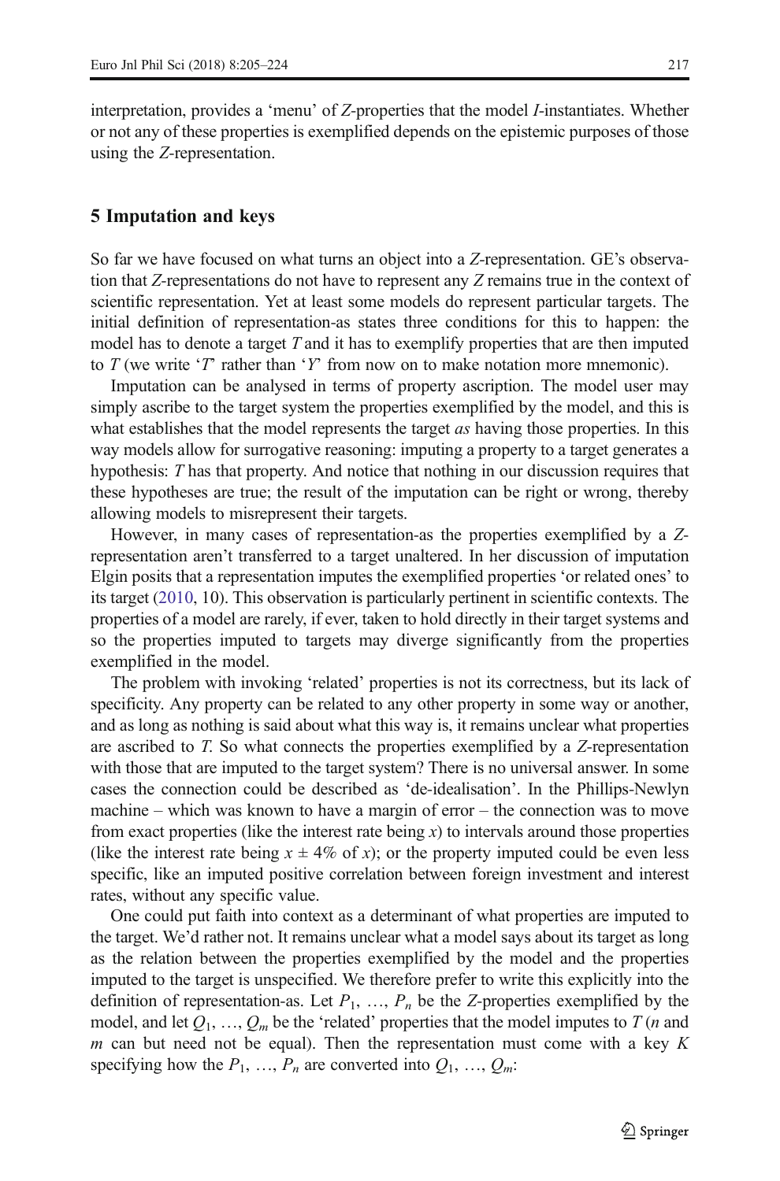interpretation, provides a 'menu' of *Z*-properties that the model *I*-instantiates. Whether or not any of these properties is exemplified depends on the epistemic purposes of those using the *Z*-representation.

## 5 Imputation and keys

So far we have focused on what turns an object into a *Z*-representation. GE's observation that *Z*-representations do not have to represent any *Z* remains true in the context of scientific representation. Yet at least some models do represent particular targets. The initial definition of representation-as states three conditions for this to happen: the model has to denote a target *T* and it has to exemplify properties that are then imputed to *T* (we write '*T*' rather than '*Y*' from now on to make notation more mnemonic).

Imputation can be analysed in terms of property ascription. The model user may simply ascribe to the target system the properties exemplified by the model, and this is what establishes that the model represents the target *as* having those properties. In this way models allow for surrogative reasoning: imputing a property to a target generates a hypothesis: *T* has that property. And notice that nothing in our discussion requires that these hypotheses are true; the result of the imputation can be right or wrong, thereby allowing models to misrepresent their targets.

However, in many cases of representation-as the properties exemplified by a *Z*-representation aren't transferred to a target unaltered. In her discussion of imputation Elgin posits that a representation imputes the exemplified properties 'or related ones' to its target (2010, 10). This observation is particularly pertinent in scientific contexts. The properties of a model are rarely, if ever, taken to hold directly in their target systems and so the properties imputed to targets may diverge significantly from the properties exemplified in the model.

The problem with invoking 'related' properties is not its correctness, but its lack of specificity. Any property can be related to any other property in some way or another, and as long as nothing is said about what this way is, it remains unclear what properties are ascribed to *T*. So what connects the properties exemplified by a *Z*-representation with those that are imputed to the target system? There is no universal answer. In some cases the connection could be described as 'de-idealisation'. In the Phillips-Newlyn machine – which was known to have a margin of error – the connection was to move from exact properties (like the interest rate being $x$) to intervals around those properties (like the interest rate being $x \pm 4\%$ of $x$); or the property imputed could be even less specific, like an imputed positive correlation between foreign investment and interest rates, without any specific value.

One could put faith into context as a determinant of what properties are imputed to the target. We'd rather not. It remains unclear what a model says about its target as long as the relation between the properties exemplified by the model and the properties imputed to the target is unspecified. We therefore prefer to write this explicitly into the definition of representation-as. Let $P_1, \ldots, P_n$ be the *Z*-properties exemplified by the model, and let $Q_1, \ldots, Q_m$ be the 'related' properties that the model imputes to *T* ($n$ and $m$ can but need not be equal). Then the representation must come with a key $K$ specifying how the $P_1, \ldots, P_n$ are converted into $Q_1, \ldots, Q_m$: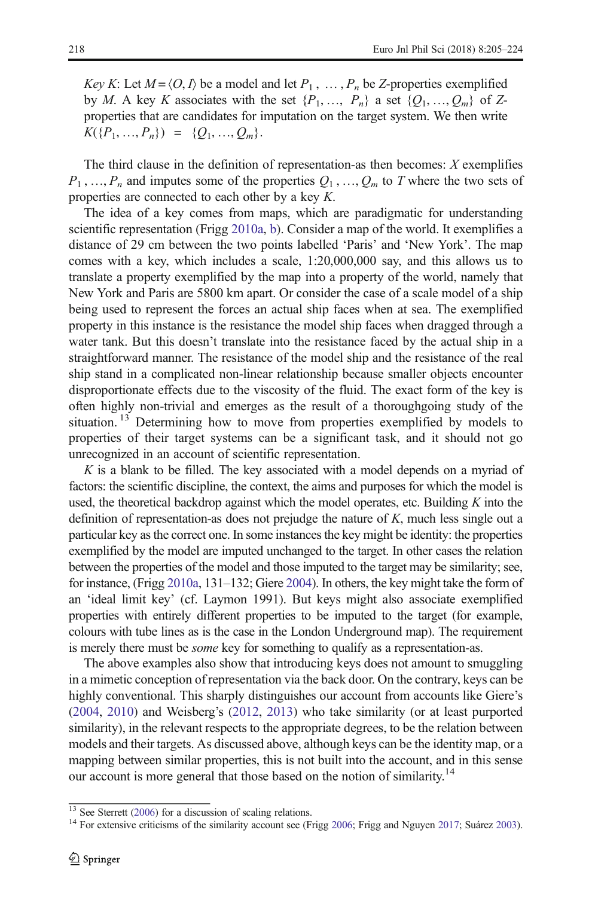*Key K*: Let $M = \langle O, I \rangle$ be a model and let $P_1, \ldots, P_n$ be *Z*-properties exemplified by *M*. A key *K* associates with the set $\{P_1, \ldots, P_n\}$ a set $\{Q_1, \ldots, Q_m\}$ of *Z*-properties that are candidates for imputation on the target system. We then write $K(\{P_1, \ldots, P_n\}) = \{Q_1, \ldots, Q_m\}$.

The third clause in the definition of representation-as then becomes: *X* exemplifies $P_1, \ldots, P_n$ and imputes some of the properties $Q_1, \ldots, Q_m$ to *T* where the two sets of properties are connected to each other by a key *K*.

The idea of a key comes from maps, which are paradigmatic for understanding scientific representation (Frigg 2010a, b). Consider a map of the world. It exemplifies a distance of 29 cm between the two points labelled 'Paris' and 'New York'. The map comes with a key, which includes a scale, 1:20,000,000 say, and this allows us to translate a property exemplified by the map into a property of the world, namely that New York and Paris are 5800 km apart. Or consider the case of a scale model of a ship being used to represent the forces an actual ship faces when at sea. The exemplified property in this instance is the resistance the model ship faces when dragged through a water tank. But this doesn't translate into the resistance faced by the actual ship in a straightforward manner. The resistance of the model ship and the resistance of the real ship stand in a complicated non-linear relationship because smaller objects encounter disproportionate effects due to the viscosity of the fluid. The exact form of the key is often highly non-trivial and emerges as the result of a thoroughgoing study of the situation.[13] Determining how to move from properties exemplified by models to properties of their target systems can be a significant task, and it should not go unrecognized in an account of scientific representation.

*K* is a blank to be filled. The key associated with a model depends on a myriad of factors: the scientific discipline, the context, the aims and purposes for which the model is used, the theoretical backdrop against which the model operates, etc. Building *K* into the definition of representation-as does not prejudge the nature of *K*, much less single out a particular key as the correct one. In some instances the key might be identity: the properties exemplified by the model are imputed unchanged to the target. In other cases the relation between the properties of the model and those imputed to the target may be similarity; see, for instance, (Frigg 2010a, 131–132; Giere 2004). In others, the key might take the form of an 'ideal limit key' (cf. Laymon 1991). But keys might also associate exemplified properties with entirely different properties to be imputed to the target (for example, colours with tube lines as is the case in the London Underground map). The requirement is merely there must be *some* key for something to qualify as a representation-as.

The above examples also show that introducing keys does not amount to smuggling in a mimetic conception of representation via the back door. On the contrary, keys can be highly conventional. This sharply distinguishes our account from accounts like Giere's (2004, 2010) and Weisberg's (2012, 2013) who take similarity (or at least purported similarity), in the relevant respects to the appropriate degrees, to be the relation between models and their targets. As discussed above, although keys can be the identity map, or a mapping between similar properties, this is not built into the account, and in this sense our account is more general that those based on the notion of similarity.[14]

---

[13] See Sterrett (2006) for a discussion of scaling relations.

[14] For extensive criticisms of the similarity account see (Frigg 2006; Frigg and Nguyen 2017; Suárez 2003).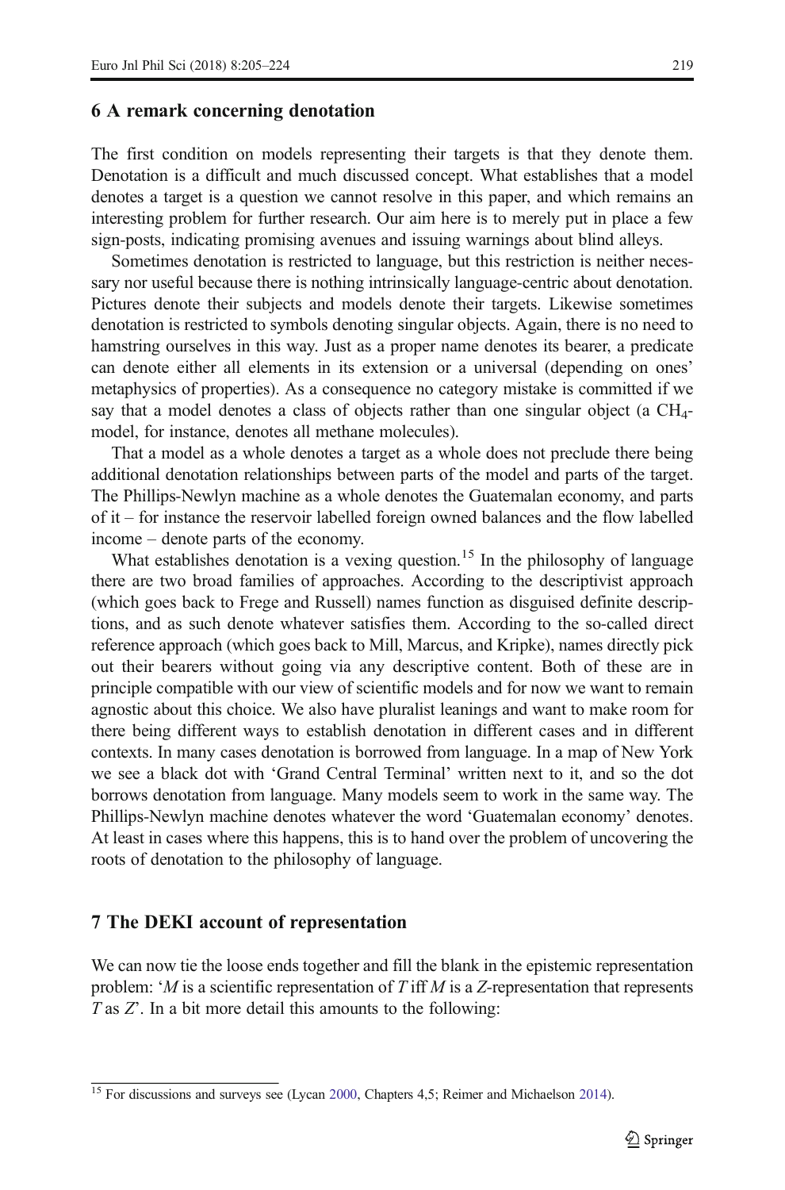## 6 A remark concerning denotation

The first condition on models representing their targets is that they denote them. Denotation is a difficult and much discussed concept. What establishes that a model denotes a target is a question we cannot resolve in this paper, and which remains an interesting problem for further research. Our aim here is to merely put in place a few sign-posts, indicating promising avenues and issuing warnings about blind alleys.

Sometimes denotation is restricted to language, but this restriction is neither necessary nor useful because there is nothing intrinsically language-centric about denotation. Pictures denote their subjects and models denote their targets. Likewise sometimes denotation is restricted to symbols denoting singular objects. Again, there is no need to hamstring ourselves in this way. Just as a proper name denotes its bearer, a predicate can denote either all elements in its extension or a universal (depending on ones' metaphysics of properties). As a consequence no category mistake is committed if we say that a model denotes a class of objects rather than one singular object (a $CH_4$-model, for instance, denotes all methane molecules).

That a model as a whole denotes a target as a whole does not preclude there being additional denotation relationships between parts of the model and parts of the target. The Phillips-Newlyn machine as a whole denotes the Guatemalan economy, and parts of it – for instance the reservoir labelled foreign owned balances and the flow labelled income – denote parts of the economy.

What establishes denotation is a vexing question.[15] In the philosophy of language there are two broad families of approaches. According to the descriptivist approach (which goes back to Frege and Russell) names function as disguised definite descriptions, and as such denote whatever satisfies them. According to the so-called direct reference approach (which goes back to Mill, Marcus, and Kripke), names directly pick out their bearers without going via any descriptive content. Both of these are in principle compatible with our view of scientific models and for now we want to remain agnostic about this choice. We also have pluralist leanings and want to make room for there being different ways to establish denotation in different cases and in different contexts. In many cases denotation is borrowed from language. In a map of New York we see a black dot with 'Grand Central Terminal' written next to it, and so the dot borrows denotation from language. Many models seem to work in the same way. The Phillips-Newlyn machine denotes whatever the word 'Guatemalan economy' denotes. At least in cases where this happens, this is to hand over the problem of uncovering the roots of denotation to the philosophy of language.

## 7 The DEKI account of representation

We can now tie the loose ends together and fill the blank in the epistemic representation problem: '*M* is a scientific representation of *T* iff *M* is a *Z*-representation that represents *T* as *Z*'. In a bit more detail this amounts to the following:

[15] For discussions and surveys see (Lycan 2000, Chapters 4,5; Reimer and Michaelson 2014).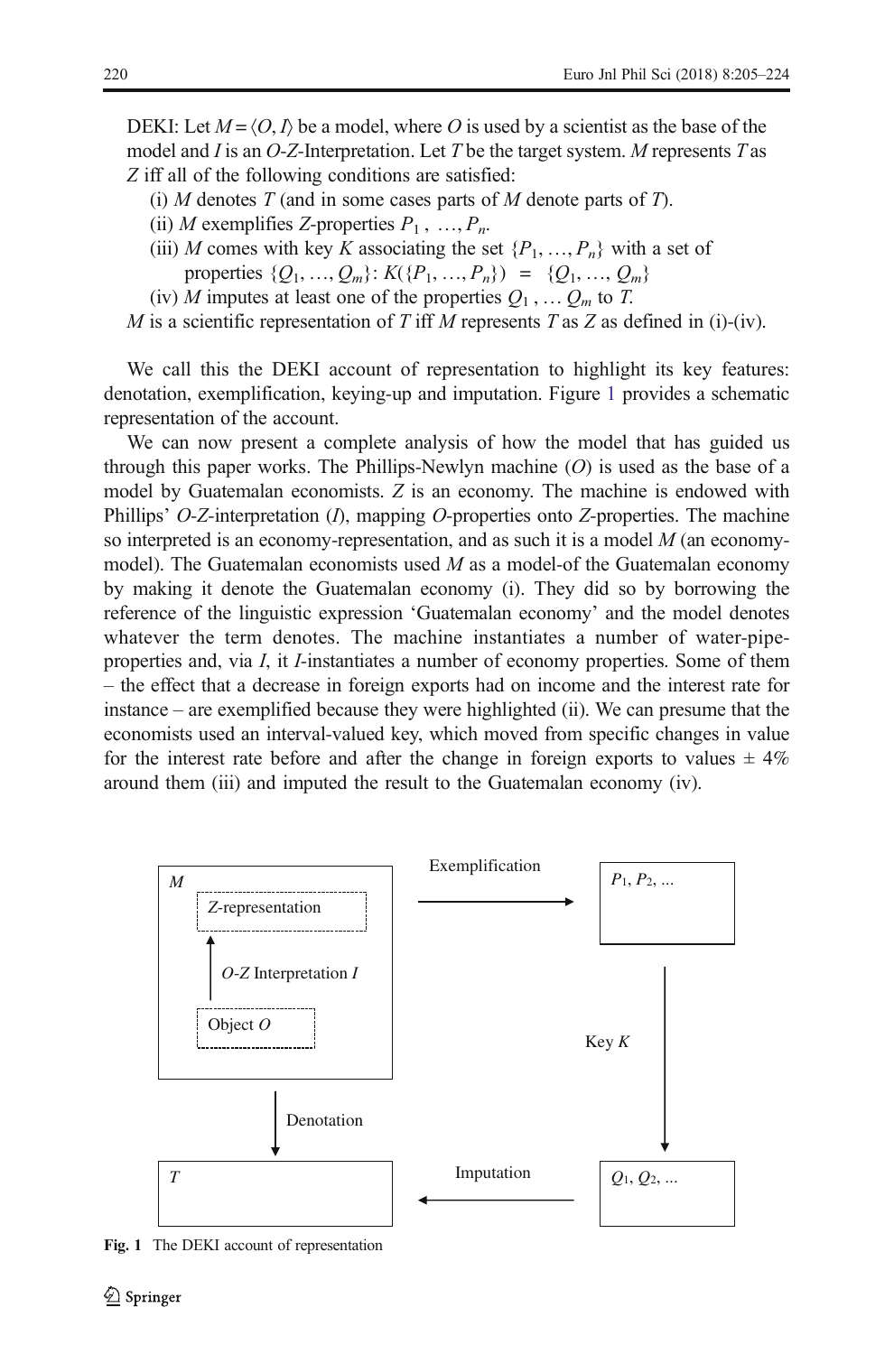DEKI: Let $M = \langle O, I \rangle$ be a model, where $O$ is used by a scientist as the base of the model and $I$ is an $O$-$Z$-Interpretation. Let $T$ be the target system. $M$ represents $T$ as $Z$ iff all of the following conditions are satisfied:

(i) $M$ denotes $T$ (and in some cases parts of $M$ denote parts of $T$).

(ii) $M$ exemplifies $Z$-properties $P_1, \ldots, P_n$.

(iii) $M$ comes with key $K$ associating the set $\{P_1, \ldots, P_n\}$ with a set of properties $\{Q_1, \ldots, Q_m\}$: $K(\{P_1, \ldots, P_n\}) = \{Q_1, \ldots, Q_m\}$

(iv) $M$ imputes at least one of the properties $Q_1, \ldots Q_m$ to $T$.

$M$ is a scientific representation of $T$ iff $M$ represents $T$ as $Z$ as defined in (i)-(iv).

We call this the DEKI account of representation to highlight its key features: denotation, exemplification, keying-up and imputation. Figure 1 provides a schematic representation of the account.

We can now present a complete analysis of how the model that has guided us through this paper works. The Phillips-Newlyn machine ($O$) is used as the base of a model by Guatemalan economists. $Z$ is an economy. The machine is endowed with Phillips' $O$-$Z$-interpretation ($I$), mapping $O$-properties onto $Z$-properties. The machine so interpreted is an economy-representation, and as such it is a model $M$ (an economy-model). The Guatemalan economists used $M$ as a model-of the Guatemalan economy by making it denote the Guatemalan economy (i). They did so by borrowing the reference of the linguistic expression 'Guatemalan economy' and the model denotes whatever the term denotes. The machine instantiates a number of water-pipe-properties and, via $I$, it $I$-instantiates a number of economy properties. Some of them – the effect that a decrease in foreign exports had on income and the interest rate for instance – are exemplified because they were highlighted (ii). We can presume that the economists used an interval-valued key, which moved from specific changes in value for the interest rate before and after the change in foreign exports to values ± 4% around them (iii) and imputed the result to the Guatemalan economy (iv).

```
+--------------------------------+                       +-----------------+
| M                              |    Exemplification    | P1, P2, ...     |
|   [ Z-representation ]         |  ------------------>  |                 |
|            ^                   |                       +-----------------+
|            |  O-Z Interpretation I                             |
|   [ Object O ]                 |                               | Key K
+--------------------------------+                               v
               |                                         +-----------------+
               | Denotation                              | Q1, Q2, ...     |
               v                                         |                 |
+--------------------------------+       Imputation      +-----------------+
| T                              |  <------------------
+--------------------------------+
```

Fig. 1 The DEKI account of representation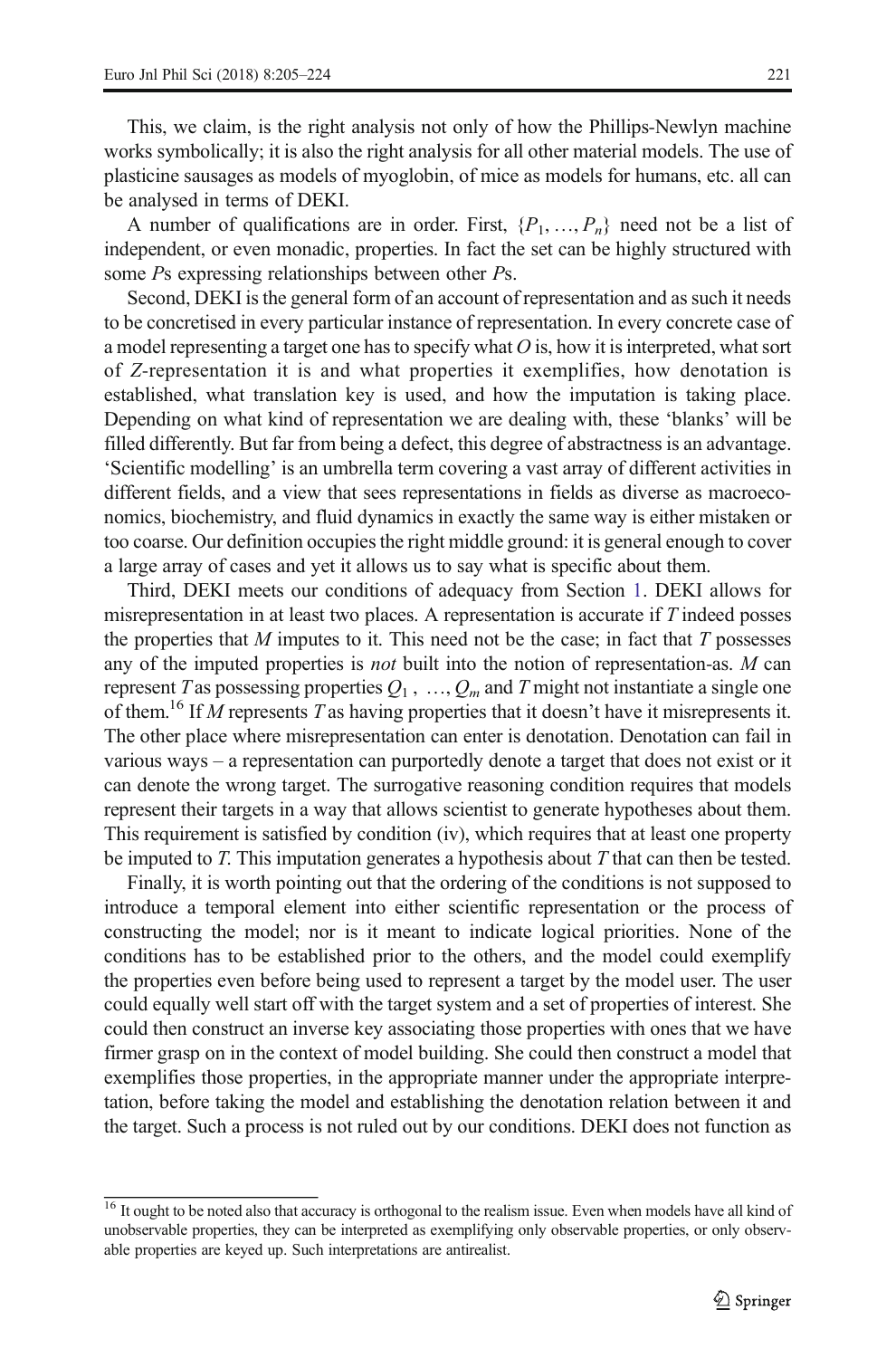This, we claim, is the right analysis not only of how the Phillips-Newlyn machine works symbolically; it is also the right analysis for all other material models. The use of plasticine sausages as models of myoglobin, of mice as models for humans, etc. all can be analysed in terms of DEKI.

A number of qualifications are in order. First, $\{P_1, \ldots, P_n\}$ need not be a list of independent, or even monadic, properties. In fact the set can be highly structured with some *P*s expressing relationships between other *P*s.

Second, DEKI is the general form of an account of representation and as such it needs to be concretised in every particular instance of representation. In every concrete case of a model representing a target one has to specify what *O* is, how it is interpreted, what sort of *Z*-representation it is and what properties it exemplifies, how denotation is established, what translation key is used, and how the imputation is taking place. Depending on what kind of representation we are dealing with, these 'blanks' will be filled differently. But far from being a defect, this degree of abstractness is an advantage. 'Scientific modelling' is an umbrella term covering a vast array of different activities in different fields, and a view that sees representations in fields as diverse as macroeconomics, biochemistry, and fluid dynamics in exactly the same way is either mistaken or too coarse. Our definition occupies the right middle ground: it is general enough to cover a large array of cases and yet it allows us to say what is specific about them.

Third, DEKI meets our conditions of adequacy from Section 1. DEKI allows for misrepresentation in at least two places. A representation is accurate if *T* indeed posses the properties that *M* imputes to it. This need not be the case; in fact that *T* possesses any of the imputed properties is *not* built into the notion of representation-as. *M* can represent *T* as possessing properties $Q_1, \ldots, Q_m$ and *T* might not instantiate a single one of them.[16] If *M* represents *T* as having properties that it doesn't have it misrepresents it. The other place where misrepresentation can enter is denotation. Denotation can fail in various ways – a representation can purportedly denote a target that does not exist or it can denote the wrong target. The surrogative reasoning condition requires that models represent their targets in a way that allows scientist to generate hypotheses about them. This requirement is satisfied by condition (iv), which requires that at least one property be imputed to *T*. This imputation generates a hypothesis about *T* that can then be tested.

Finally, it is worth pointing out that the ordering of the conditions is not supposed to introduce a temporal element into either scientific representation or the process of constructing the model; nor is it meant to indicate logical priorities. None of the conditions has to be established prior to the others, and the model could exemplify the properties even before being used to represent a target by the model user. The user could equally well start off with the target system and a set of properties of interest. She could then construct an inverse key associating those properties with ones that we have firmer grasp on in the context of model building. She could then construct a model that exemplifies those properties, in the appropriate manner under the appropriate interpretation, before taking the model and establishing the denotation relation between it and the target. Such a process is not ruled out by our conditions. DEKI does not function as

---

[16] It ought to be noted also that accuracy is orthogonal to the realism issue. Even when models have all kind of unobservable properties, they can be interpreted as exemplifying only observable properties, or only observable properties are keyed up. Such interpretations are antirealist.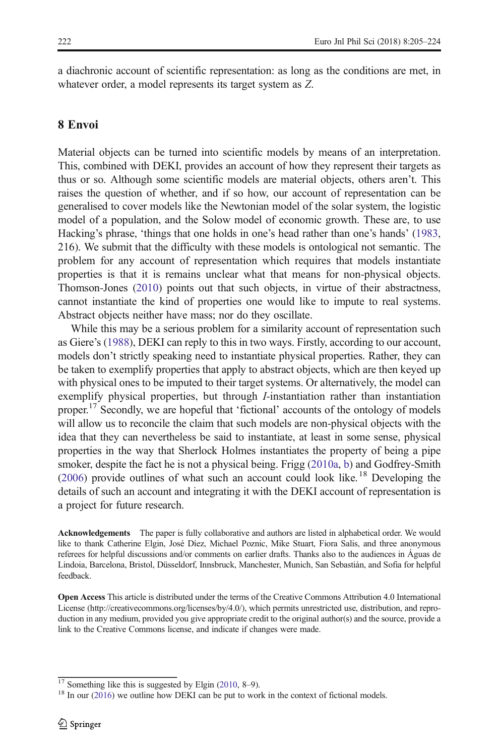a diachronic account of scientific representation: as long as the conditions are met, in whatever order, a model represents its target system as *Z*.

## 8 Envoi

Material objects can be turned into scientific models by means of an interpretation. This, combined with DEKI, provides an account of how they represent their targets as thus or so. Although some scientific models are material objects, others aren't. This raises the question of whether, and if so how, our account of representation can be generalised to cover models like the Newtonian model of the solar system, the logistic model of a population, and the Solow model of economic growth. These are, to use Hacking's phrase, 'things that one holds in one's head rather than one's hands' (1983, 216). We submit that the difficulty with these models is ontological not semantic. The problem for any account of representation which requires that models instantiate properties is that it is remains unclear what that means for non-physical objects. Thomson-Jones (2010) points out that such objects, in virtue of their abstractness, cannot instantiate the kind of properties one would like to impute to real systems. Abstract objects neither have mass; nor do they oscillate.

While this may be a serious problem for a similarity account of representation such as Giere's (1988), DEKI can reply to this in two ways. Firstly, according to our account, models don't strictly speaking need to instantiate physical properties. Rather, they can be taken to exemplify properties that apply to abstract objects, which are then keyed up with physical ones to be imputed to their target systems. Or alternatively, the model can exemplify physical properties, but through *I*-instantiation rather than instantiation proper.[17] Secondly, we are hopeful that 'fictional' accounts of the ontology of models will allow us to reconcile the claim that such models are non-physical objects with the idea that they can nevertheless be said to instantiate, at least in some sense, physical properties in the way that Sherlock Holmes instantiates the property of being a pipe smoker, despite the fact he is not a physical being. Frigg (2010a, b) and Godfrey-Smith (2006) provide outlines of what such an account could look like.[18] Developing the details of such an account and integrating it with the DEKI account of representation is a project for future research.

**Acknowledgements** The paper is fully collaborative and authors are listed in alphabetical order. We would like to thank Catherine Elgin, José Díez, Michael Poznic, Mike Stuart, Fiora Salis, and three anonymous referees for helpful discussions and/or comments on earlier drafts. Thanks also to the audiences in Águas de Lindoia, Barcelona, Bristol, Düsseldorf, Innsbruck, Manchester, Munich, San Sebastián, and Sofia for helpful feedback.

**Open Access** This article is distributed under the terms of the Creative Commons Attribution 4.0 International License (http://creativecommons.org/licenses/by/4.0/), which permits unrestricted use, distribution, and reproduction in any medium, provided you give appropriate credit to the original author(s) and the source, provide a link to the Creative Commons license, and indicate if changes were made.

---

[17] Something like this is suggested by Elgin (2010, 8–9).

[18] In our (2016) we outline how DEKI can be put to work in the context of fictional models.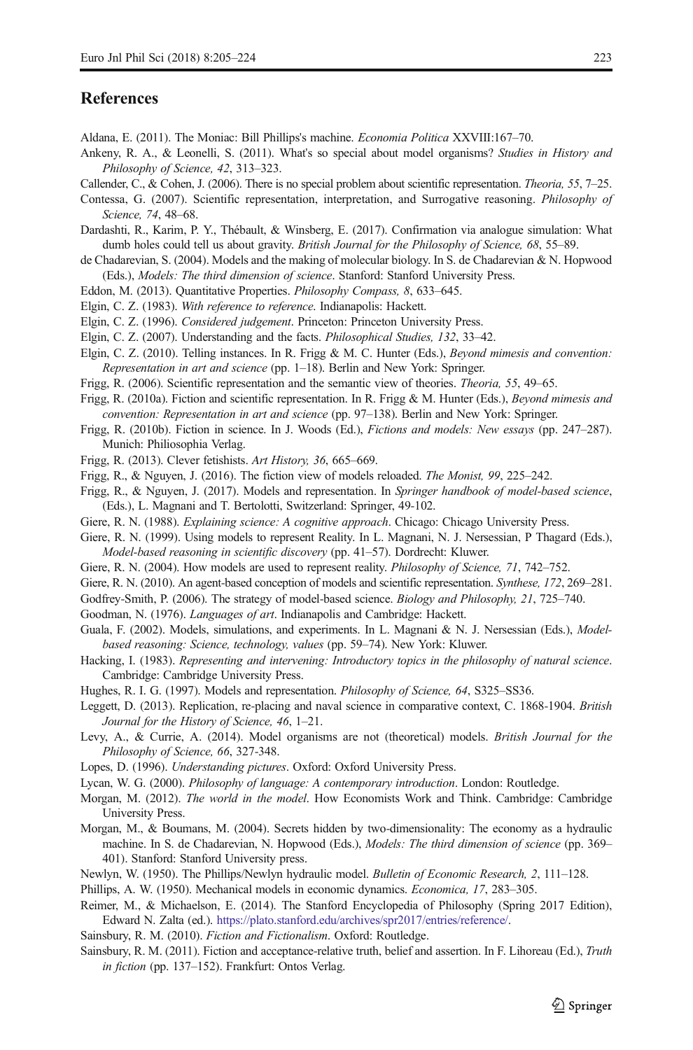## References

Aldana, E. (2011). The Moniac: Bill Phillips's machine. *Economia Politica* XXVIII:167–70.

Ankeny, R. A., & Leonelli, S. (2011). What's so special about model organisms? *Studies in History and Philosophy of Science, 42*, 313–323.

Callender, C., & Cohen, J. (2006). There is no special problem about scientific representation. *Theoria, 55*, 7–25.

Contessa, G. (2007). Scientific representation, interpretation, and Surrogative reasoning. *Philosophy of Science, 74*, 48–68.

Dardashti, R., Karim, P. Y., Thébault, & Winsberg, E. (2017). Confirmation via analogue simulation: What dumb holes could tell us about gravity. *British Journal for the Philosophy of Science, 68*, 55–89.

de Chadarevian, S. (2004). Models and the making of molecular biology. In S. de Chadarevian & N. Hopwood (Eds.), *Models: The third dimension of science*. Stanford: Stanford University Press.

Eddon, M. (2013). Quantitative Properties. *Philosophy Compass, 8*, 633–645.

Elgin, C. Z. (1983). *With reference to reference*. Indianapolis: Hackett.

Elgin, C. Z. (1996). *Considered judgement*. Princeton: Princeton University Press.

Elgin, C. Z. (2007). Understanding and the facts. *Philosophical Studies, 132*, 33–42.

Elgin, C. Z. (2010). Telling instances. In R. Frigg & M. C. Hunter (Eds.), *Beyond mimesis and convention: Representation in art and science* (pp. 1–18). Berlin and New York: Springer.

Frigg, R. (2006). Scientific representation and the semantic view of theories. *Theoria, 55*, 49–65.

Frigg, R. (2010a). Fiction and scientific representation. In R. Frigg & M. Hunter (Eds.), *Beyond mimesis and convention: Representation in art and science* (pp. 97–138). Berlin and New York: Springer.

Frigg, R. (2010b). Fiction in science. In J. Woods (Ed.), *Fictions and models: New essays* (pp. 247–287). Munich: Philiosophia Verlag.

Frigg, R. (2013). Clever fetishists. *Art History, 36*, 665–669.

Frigg, R., & Nguyen, J. (2016). The fiction view of models reloaded. *The Monist, 99*, 225–242.

Frigg, R., & Nguyen, J. (2017). Models and representation. In *Springer handbook of model-based science*, (Eds.), L. Magnani and T. Bertolotti, Switzerland: Springer, 49-102.

Giere, R. N. (1988). *Explaining science: A cognitive approach*. Chicago: Chicago University Press.

Giere, R. N. (1999). Using models to represent Reality. In L. Magnani, N. J. Nersessian, P Thagard (Eds.), *Model-based reasoning in scientific discovery* (pp. 41–57). Dordrecht: Kluwer.

Giere, R. N. (2004). How models are used to represent reality. *Philosophy of Science, 71*, 742–752.

Giere, R. N. (2010). An agent-based conception of models and scientific representation. *Synthese, 172*, 269–281.

Godfrey-Smith, P. (2006). The strategy of model-based science. *Biology and Philosophy, 21*, 725–740.

Goodman, N. (1976). *Languages of art*. Indianapolis and Cambridge: Hackett.

Guala, F. (2002). Models, simulations, and experiments. In L. Magnani & N. J. Nersessian (Eds.), *Model-based reasoning: Science, technology, values* (pp. 59–74). New York: Kluwer.

Hacking, I. (1983). *Representing and intervening: Introductory topics in the philosophy of natural science*. Cambridge: Cambridge University Press.

Hughes, R. I. G. (1997). Models and representation. *Philosophy of Science, 64*, S325–SS36.

Leggett, D. (2013). Replication, re-placing and naval science in comparative context, C. 1868-1904. *British Journal for the History of Science, 46*, 1–21.

Levy, A., & Currie, A. (2014). Model organisms are not (theoretical) models. *British Journal for the Philosophy of Science, 66*, 327-348.

Lopes, D. (1996). *Understanding pictures*. Oxford: Oxford University Press.

Lycan, W. G. (2000). *Philosophy of language: A contemporary introduction*. London: Routledge.

Morgan, M. (2012). *The world in the model*. How Economists Work and Think. Cambridge: Cambridge University Press.

Morgan, M., & Boumans, M. (2004). Secrets hidden by two-dimensionality: The economy as a hydraulic machine. In S. de Chadarevian, N. Hopwood (Eds.), *Models: The third dimension of science* (pp. 369–401). Stanford: Stanford University press.

Newlyn, W. (1950). The Phillips/Newlyn hydraulic model. *Bulletin of Economic Research, 2*, 111–128.

Phillips, A. W. (1950). Mechanical models in economic dynamics. *Economica, 17*, 283–305.

Reimer, M., & Michaelson, E. (2014). The Stanford Encyclopedia of Philosophy (Spring 2017 Edition), Edward N. Zalta (ed.). https://plato.stanford.edu/archives/spr2017/entries/reference/.

Sainsbury, R. M. (2010). *Fiction and Fictionalism*. Oxford: Routledge.

Sainsbury, R. M. (2011). Fiction and acceptance-relative truth, belief and assertion. In F. Lihoreau (Ed.), *Truth in fiction* (pp. 137–152). Frankfurt: Ontos Verlag.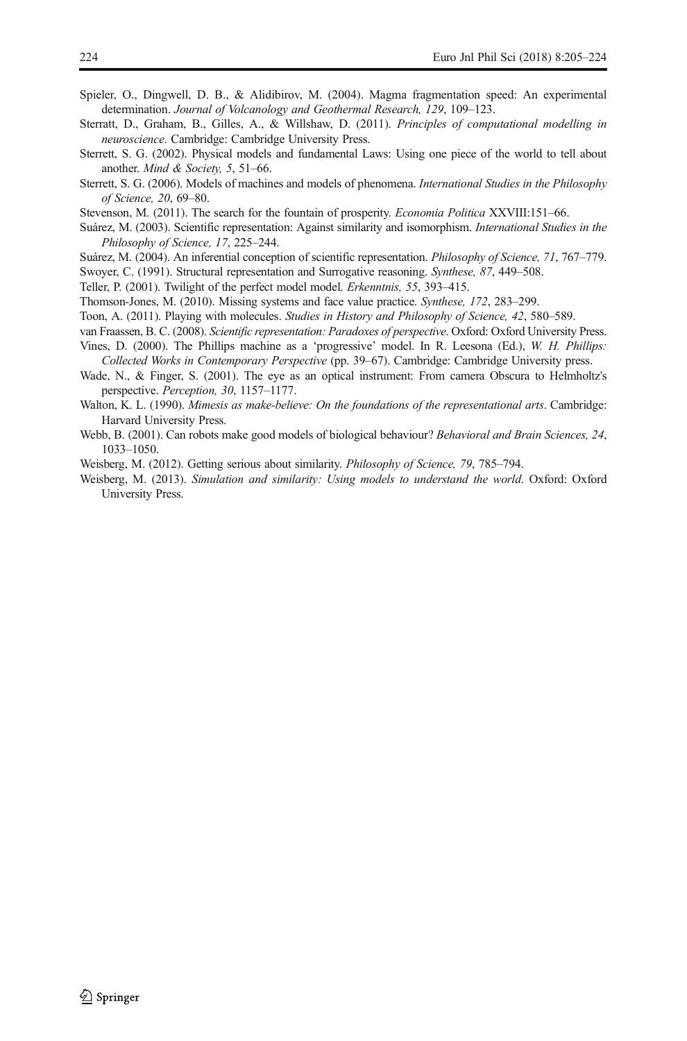Spieler, O., Dingwell, D. B., & Alidibirov, M. (2004). Magma fragmentation speed: An experimental determination. *Journal of Volcanology and Geothermal Research, 129*, 109–123.

Sterratt, D., Graham, B., Gilles, A., & Willshaw, D. (2011). *Principles of computational modelling in neuroscience*. Cambridge: Cambridge University Press.

Sterrett, S. G. (2002). Physical models and fundamental Laws: Using one piece of the world to tell about another. *Mind & Society, 5*, 51–66.

Sterrett, S. G. (2006). Models of machines and models of phenomena. *International Studies in the Philosophy of Science, 20*, 69–80.

Stevenson, M. (2011). The search for the fountain of prosperity. *Economia Politica* XXVIII:151–66.

Suárez, M. (2003). Scientific representation: Against similarity and isomorphism. *International Studies in the Philosophy of Science, 17*, 225–244.

Suárez, M. (2004). An inferential conception of scientific representation. *Philosophy of Science, 71*, 767–779.

Swoyer, C. (1991). Structural representation and Surrogative reasoning. *Synthese, 87*, 449–508.

Teller, P. (2001). Twilight of the perfect model model. *Erkenntnis, 55*, 393–415.

Thomson-Jones, M. (2010). Missing systems and face value practice. *Synthese, 172*, 283–299.

Toon, A. (2011). Playing with molecules. *Studies in History and Philosophy of Science, 42*, 580–589.

van Fraassen, B. C. (2008). *Scientific representation: Paradoxes of perspective*. Oxford: Oxford University Press.

Vines, D. (2000). The Phillips machine as a 'progressive' model. In R. Leesona (Ed.), *W. H. Phillips: Collected Works in Contemporary Perspective* (pp. 39–67). Cambridge: Cambridge University press.

Wade, N., & Finger, S. (2001). The eye as an optical instrument: From camera Obscura to Helmholtz's perspective. *Perception, 30*, 1157–1177.

Walton, K. L. (1990). *Mimesis as make-believe: On the foundations of the representational arts*. Cambridge: Harvard University Press.

Webb, B. (2001). Can robots make good models of biological behaviour? *Behavioral and Brain Sciences, 24*, 1033–1050.

Weisberg, M. (2012). Getting serious about similarity. *Philosophy of Science, 79*, 785–794.

Weisberg, M. (2013). *Simulation and similarity: Using models to understand the world*. Oxford: Oxford University Press.